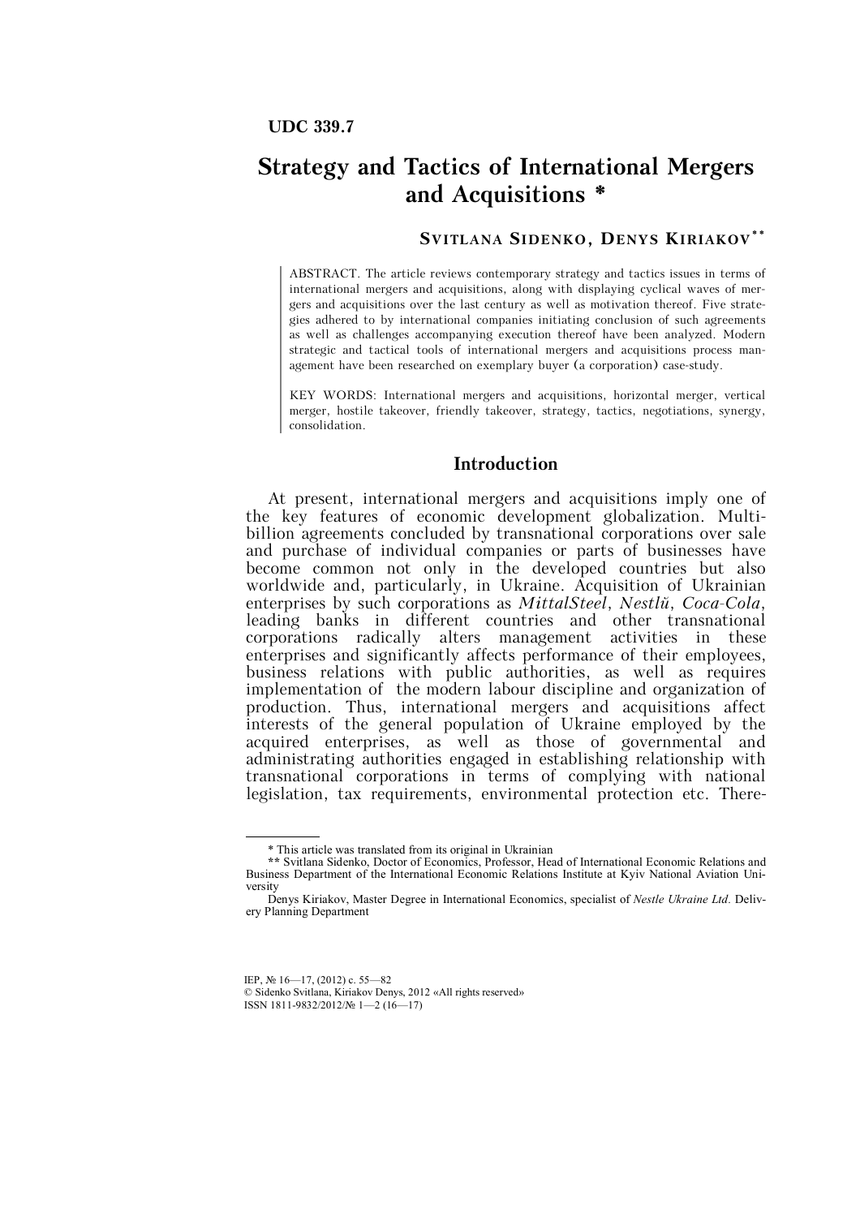UDC 339.7

# Strategy and Tactics of International Mergers and Acquisitions *

**SVITLANA SIDENKO, DENYS KIRIAKOV****

ABSTRACT. The article reviews contemporary strategy and tactics issues in terms of international mergers and acquisitions, along with displaying cyclical waves of mergers and acquisitions over the last century as well as motivation thereof. Five strategies adhered to by international companies initiating conclusion of such agreements as well as challenges accompanying execution thereof have been analyzed. Modern strategic and tactical tools of international mergers and acquisitions process management have been researched on exemplary buyer (a corporation) case-study.

KEY WORDS: International mergers and acquisitions, horizontal merger, vertical merger, hostile takeover, friendly takeover, strategy, tactics, negotiations, synergy, consolidation.

## Introduction

At present, international mergers and acquisitions imply one of the key features of economic development globalization. Multi-billion agreements concluded by transnational corporations over sale and purchase of individual companies or parts of businesses have become common not only in the developed countries but also worldwide and, particularly, in Ukraine. Acquisition of Ukrainian enterprises by such corporations as *MittalSteel*, *Nestlй*, *Coca-Cola*, leading banks in different countries and other transnational corporations radically alters management activities in these enterprises and significantly affects performance of their employees, business relations with public authorities, as well as requires implementation of the modern labour discipline and organization of production. Thus, international mergers and acquisitions affect interests of the general population of Ukraine employed by the acquired enterprises, as well as those of governmental and administrating authorities engaged in establishing relationship with transnational corporations in terms of complying with national legislation, tax requirements, environmental protection etc. There-

\* This article was translated from its original in Ukrainian

** Svitlana Sidenko, Doctor of Economics, Professor, Head of International Economic Relations and Business Department of the International Economic Relations Institute at Kyiv National Aviation University

Denys Kiriakov, Master Degree in International Economics, specialist of *Nestle Ukraine Ltd.* Delivery Planning Department

IEP, № 16—17, (2012) c. 55—82
© Sidenko Svitlana, Kiriakov Denys, 2012 «All rights reserved»
ISSN 1811-9832/2012/№ 1—2 (16—17)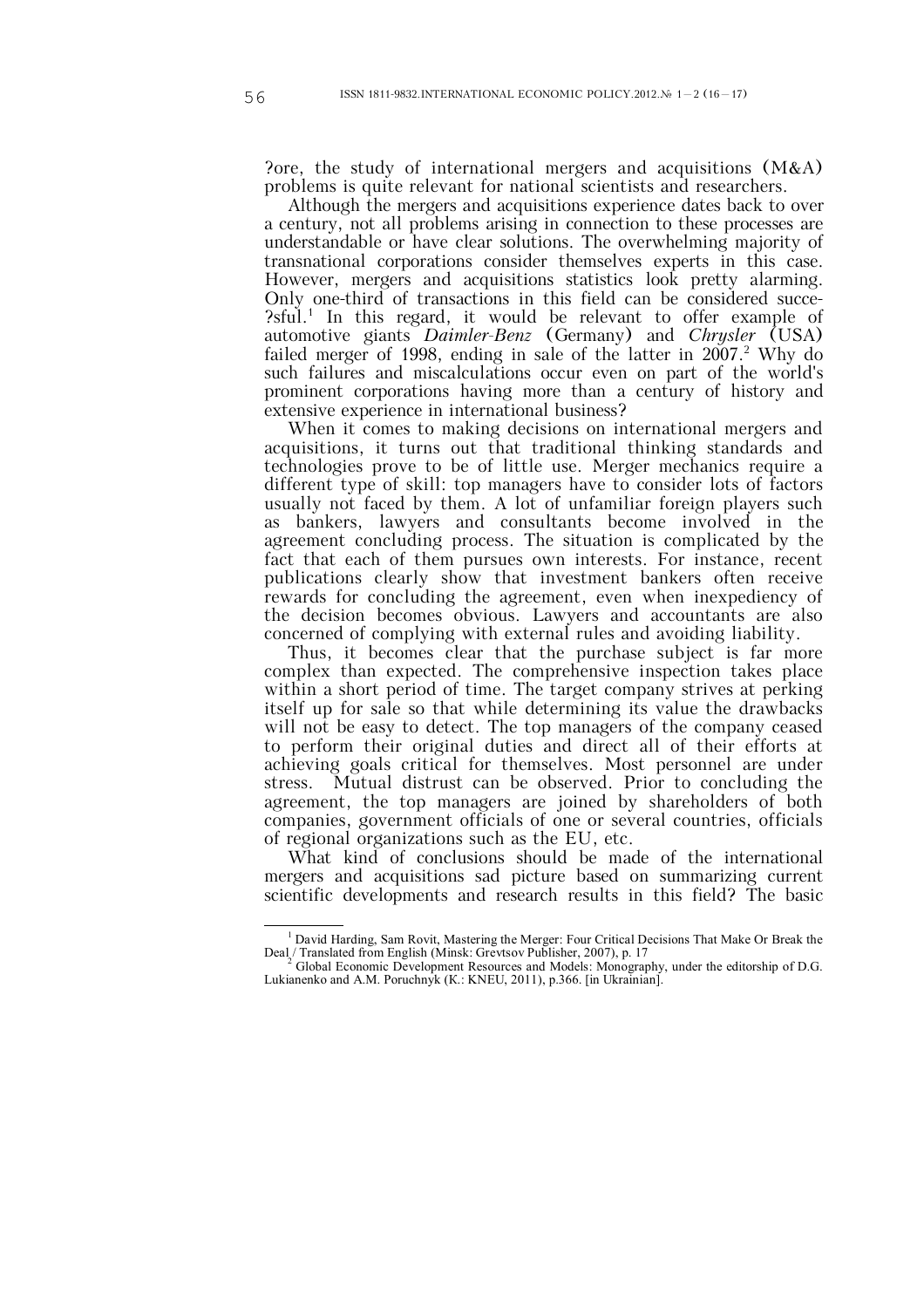?ore, the study of international mergers and acquisitions (M&A) problems is quite relevant for national scientists and researchers.

Although the mergers and acquisitions experience dates back to over a century, not all problems arising in connection to these processes are understandable or have clear solutions. The overwhelming majority of transnational corporations consider themselves experts in this case. However, mergers and acquisitions statistics look pretty alarming. Only one-third of transactions in this field can be considered succe-?sful.[1] In this regard, it would be relevant to offer example of automotive giants *Daimler-Benz* (Germany) and *Chrysler* (USA) failed merger of 1998, ending in sale of the latter in 2007.[2] Why do such failures and miscalculations occur even on part of the world's prominent corporations having more than a century of history and extensive experience in international business?

When it comes to making decisions on international mergers and acquisitions, it turns out that traditional thinking standards and technologies prove to be of little use. Merger mechanics require a different type of skill: top managers have to consider lots of factors usually not faced by them. A lot of unfamiliar foreign players such as bankers, lawyers and consultants become involved in the agreement concluding process. The situation is complicated by the fact that each of them pursues own interests. For instance, recent publications clearly show that investment bankers often receive rewards for concluding the agreement, even when inexpediency of the decision becomes obvious. Lawyers and accountants are also concerned of complying with external rules and avoiding liability.

Thus, it becomes clear that the purchase subject is far more complex than expected. The comprehensive inspection takes place within a short period of time. The target company strives at perking itself up for sale so that while determining its value the drawbacks will not be easy to detect. The top managers of the company ceased to perform their original duties and direct all of their efforts at achieving goals critical for themselves. Most personnel are under stress. Mutual distrust can be observed. Prior to concluding the agreement, the top managers are joined by shareholders of both companies, government officials of one or several countries, officials of regional organizations such as the EU, etc.

What kind of conclusions should be made of the international mergers and acquisitions sad picture based on summarizing current scientific developments and research results in this field? The basic

---

[1] David Harding, Sam Rovit, Mastering the Merger: Four Critical Decisions That Make Or Break the Deal / Translated from English (Minsk: Grevtsov Publisher, 2007), p. 17

[2] Global Economic Development Resources and Models: Monography, under the editorship of D.G. Lukianenko and A.M. Poruchnyk (K.: KNEU, 2011), p.366. [in Ukrainian].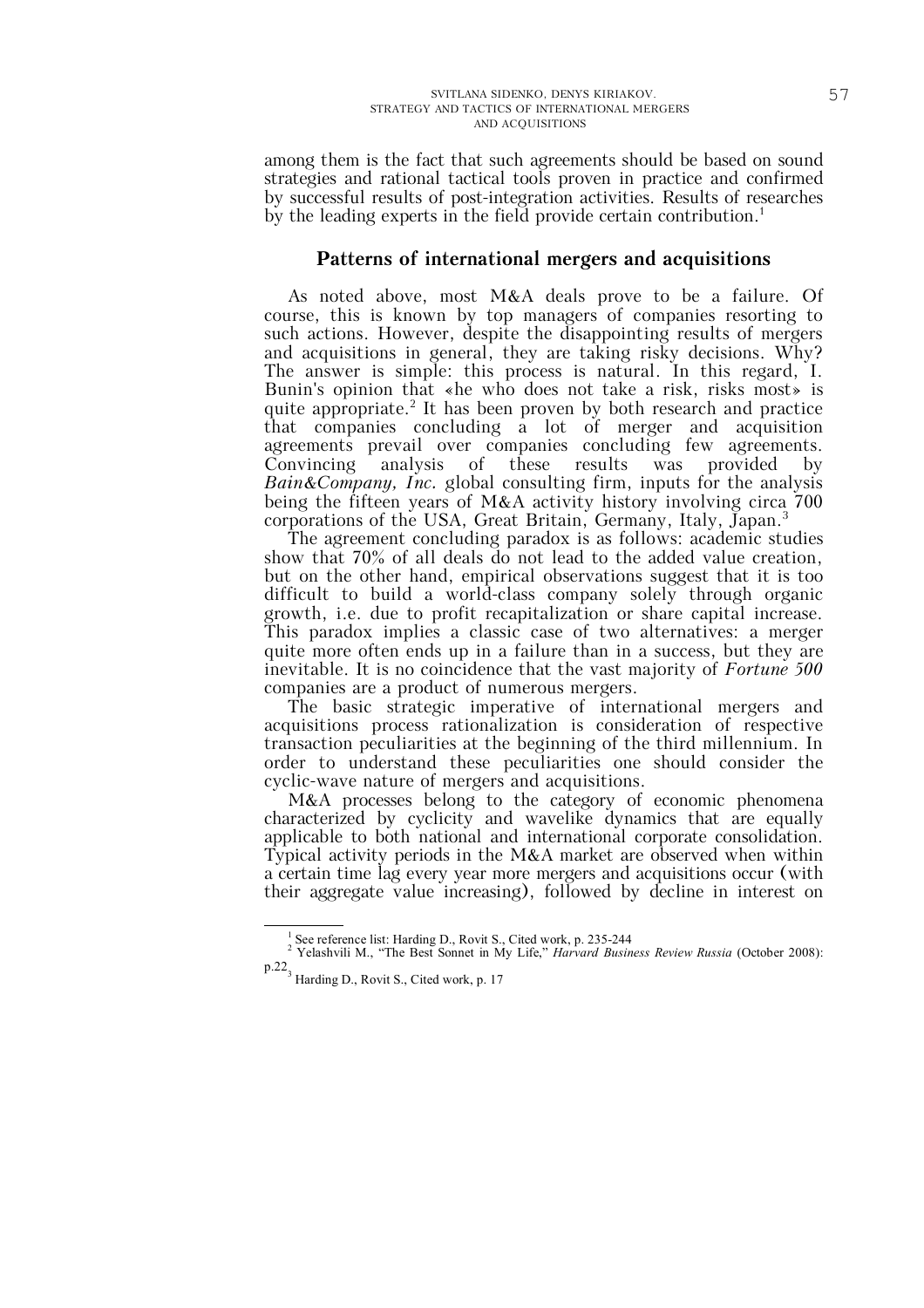among them is the fact that such agreements should be based on sound strategies and rational tactical tools proven in practice and confirmed by successful results of post-integration activities. Results of researches by the leading experts in the field provide certain contribution.[1]

## Patterns of international mergers and acquisitions

As noted above, most M&A deals prove to be a failure. Of course, this is known by top managers of companies resorting to such actions. However, despite the disappointing results of mergers and acquisitions in general, they are taking risky decisions. Why? The answer is simple: this process is natural. In this regard, I. Bunin's opinion that «he who does not take a risk, risks most» is quite appropriate.[2] It has been proven by both research and practice that companies concluding a lot of merger and acquisition agreements prevail over companies concluding few agreements. Convincing analysis of these results was provided by *Bain&Company, Inc.* global consulting firm, inputs for the analysis being the fifteen years of M&A activity history involving circa 700 corporations of the USA, Great Britain, Germany, Italy, Japan.[3]

The agreement concluding paradox is as follows: academic studies show that 70% of all deals do not lead to the added value creation, but on the other hand, empirical observations suggest that it is too difficult to build a world-class company solely through organic growth, i.e. due to profit recapitalization or share capital increase. This paradox implies a classic case of two alternatives: a merger quite more often ends up in a failure than in a success, but they are inevitable. It is no coincidence that the vast majority of *Fortune 500* companies are a product of numerous mergers.

The basic strategic imperative of international mergers and acquisitions process rationalization is consideration of respective transaction peculiarities at the beginning of the third millennium. In order to understand these peculiarities one should consider the cyclic-wave nature of mergers and acquisitions.

M&A processes belong to the category of economic phenomena characterized by cyclicity and wavelike dynamics that are equally applicable to both national and international corporate consolidation. Typical activity periods in the M&A market are observed when within a certain time lag every year more mergers and acquisitions occur (with their aggregate value increasing), followed by decline in interest on

---

[1] See reference list: Harding D., Rovit S., Cited work, p. 235-244

[2] Yelashvili M., "The Best Sonnet in My Life," *Harvard Business Review Russia* (October 2008): p.22

[3] Harding D., Rovit S., Cited work, p. 17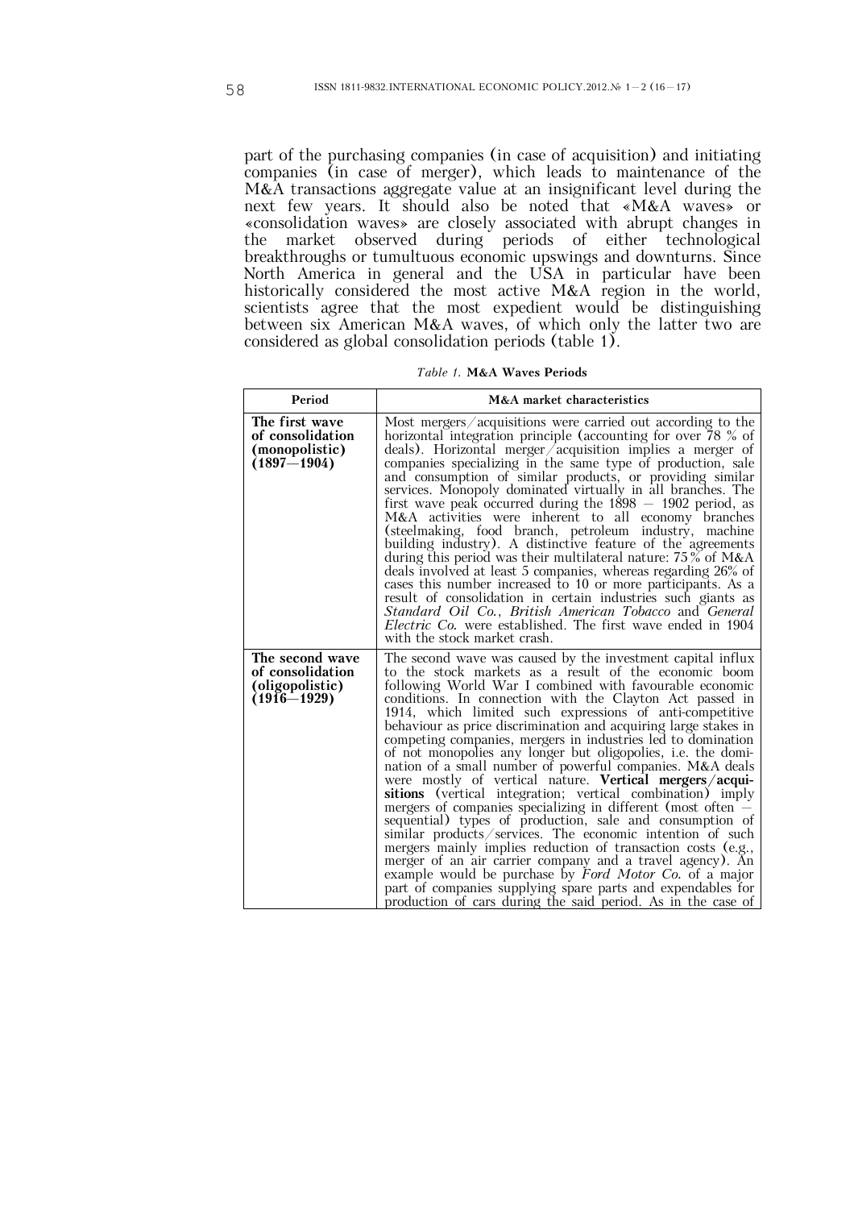part of the purchasing companies (in case of acquisition) and initiating companies (in case of merger), which leads to maintenance of the M&A transactions aggregate value at an insignificant level during the next few years. It should also be noted that «M&A waves» or «consolidation waves» are closely associated with abrupt changes in the market observed during periods of either technological breakthroughs or tumultuous economic upswings and downturns. Since North America in general and the USA in particular have been historically considered the most active M&A region in the world, scientists agree that the most expedient would be distinguishing between six American M&A waves, of which only the latter two are considered as global consolidation periods (table 1).

*Table 1.* **M&A Waves Periods**

| Period | M&A market characteristics |
|---|---|
| **The first wave of consolidation (monopolistic) (1897—1904)** | Most mergers/acquisitions were carried out according to the horizontal integration principle (accounting for over 78 % of deals). Horizontal merger/acquisition implies a merger of companies specializing in the same type of production, sale and consumption of similar products, or providing similar services. Monopoly dominated virtually in all branches. The first wave peak occurred during the 1898 — 1902 period, as M&A activities were inherent to all economy branches (steelmaking, food branch, petroleum industry, machine building industry). A distinctive feature of the agreements during this period was their multilateral nature: 75% of M&A deals involved at least 5 companies, whereas regarding 26% of cases this number increased to 10 or more participants. As a result of consolidation in certain industries such giants as *Standard Oil Co.*, *British American Tobacco* and *General Electric Co.* were established. The first wave ended in 1904 with the stock market crash. |
| **The second wave of consolidation (oligopolistic) (1916—1929)** | The second wave was caused by the investment capital influx to the stock markets as a result of the economic boom following World War I combined with favourable economic conditions. In connection with the Clayton Act passed in 1914, which limited such expressions of anti-competitive behaviour as price discrimination and acquiring large stakes in competing companies, mergers in industries led to domination of not monopolies any longer but oligopolies, i.e. the domination of a small number of powerful companies. M&A deals were mostly of vertical nature. **Vertical mergers/acquisitions** (vertical integration; vertical combination) imply mergers of companies specializing in different (most often — sequential) types of production, sale and consumption of similar products/services. The economic intention of such mergers mainly implies reduction of transaction costs (e.g., merger of an air carrier company and a travel agency). An example would be purchase by *Ford Motor Co.* of a major part of companies supplying spare parts and expendables for production of cars during the said period. As in the case of |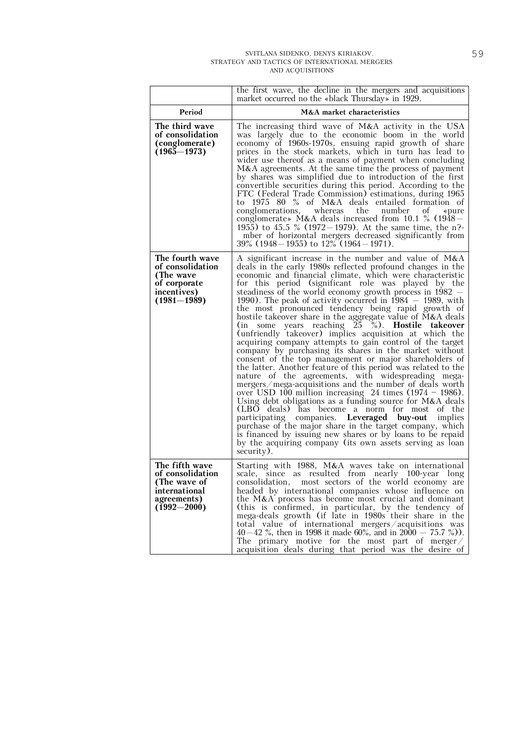| | the first wave, the decline in the mergers and acquisitions market occurred no the «black Thursday» in 1929. |
|---|---|
| **Period** | **M&A market characteristics** |
| **The third wave of consolidation (conglomerate) (1965—1973)** | The increasing third wave of M&A activity in the USA was largely due to the economic boom in the world economy of 1960s-1970s, ensuing rapid growth of share prices in the stock markets, which in turn has lead to wider use thereof as a means of payment when concluding M&A agreements. At the same time the process of payment by shares was simplified due to introduction of the first convertible securities during this period. According to the FTC (Federal Trade Commission) estimations, during 1965 to 1975 80 % of M&A deals entailed formation of conglomerations, whereas the number of «pure conglomerate» M&A deals increased from 10.1 % (1948—1955) to 45.5 % (1972—1979). At the same time, the n?-mber of horizontal mergers decreased significantly from 39% (1948—1955) to 12% (1964—1971). |
| **The fourth wave of consolidation (The wave of corporate incentives) (1981—1989)** | A significant increase in the number and value of M&A deals in the early 1980s reflected profound changes in the economic and financial climate, which were characteristic for this period (significant role was played by the steadiness of the world economy growth process in 1982 — 1990). The peak of activity occurred in 1984 — 1989, with the most pronounced tendency being rapid growth of hostile takeover share in the aggregate value of M&A deals (in some years reaching 25 %). **Hostile takeover** (unfriendly takeover) implies acquisition at which the acquiring company attempts to gain control of the target company by purchasing its shares in the market without consent of the top management or major shareholders of the latter. Another feature of this period was related to the nature of the agreements, with widespreading mega-mergers/mega-acquisitions and the number of deals worth over USD 100 million increasing 24 times (1974 – 1986). Using debt obligations as a funding source for M&A deals (LBO deals) has become a norm for most of the participating companies. **Leveraged buy-out** implies purchase of the major share in the target company, which is financed by issuing new shares or by loans to be repaid by the acquiring company (its own assets serving as loan security). |
| **The fifth wave of consolidation (The wave of international agreements) (1992—2000)** | Starting with 1988, M&A waves take on international scale, since as resulted from nearly 100-year long consolidation, most sectors of the world economy are headed by international companies whose influence on the M&A process has become most crucial and dominant (this is confirmed, in particular, by the tendency of mega-deals growth (if late in 1980s their share in the total value of international mergers/acquisitions was 40—42 %, then in 1998 it made 60%, and in 2000 — 75.7 %)). The primary motive for the most part of merger/acquisition deals during that period was the desire of |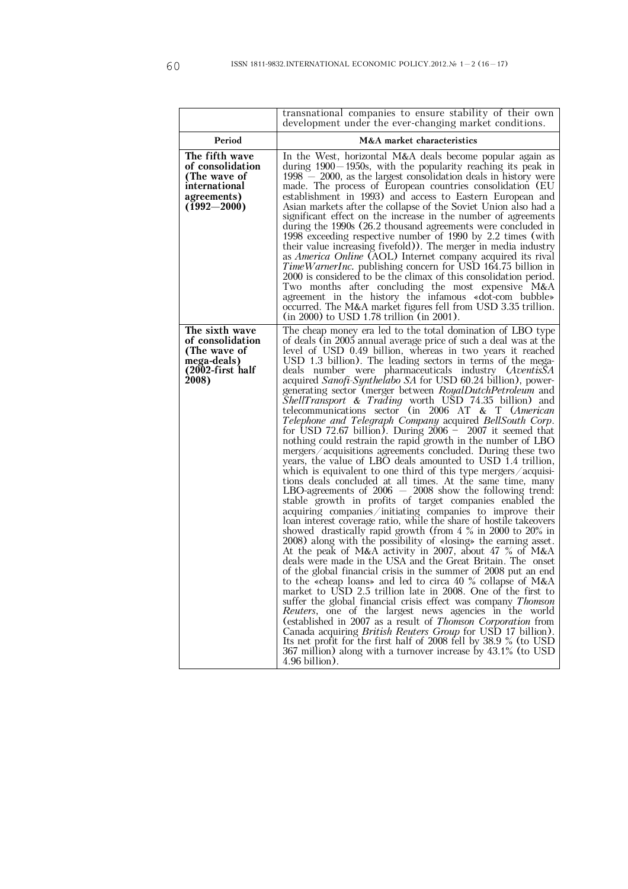| | transnational companies to ensure stability of their own development under the ever-changing market conditions. |
|---|---|
| **Period** | **M&A market characteristics** |
| **The fifth wave of consolidation (The wave of international agreements) (1992—2000)** | In the West, horizontal M&A deals become popular again as during 1900—1950s, with the popularity reaching its peak in 1998 — 2000, as the largest consolidation deals in history were made. The process of European countries consolidation (EU establishment in 1993) and access to Eastern European and Asian markets after the collapse of the Soviet Union also had a significant effect on the increase in the number of agreements during the 1990s (26.2 thousand agreements were concluded in 1998 exceeding respective number of 1990 by 2.2 times (with their value increasing fivefold)). The merger in media industry as *America Online* (AOL) Internet company acquired its rival *TimeWarnerInc.* publishing concern for USD 164.75 billion in 2000 is considered to be the climax of this consolidation period. Two months after concluding the most expensive M&A agreement in the history the infamous «dot-com bubble» occurred. The M&A market figures fell from USD 3.35 trillion. (in 2000) to USD 1.78 trillion (in 2001). |
| **The sixth wave of consolidation (The wave of mega-deals) (2002-first half 2008)** | The cheap money era led to the total domination of LBO type of deals (in 2005 annual average price of such a deal was at the level of USD 0.49 billion, whereas in two years it reached USD 1.3 billion). The leading sectors in terms of the mega-deals number were pharmaceuticals industry (*AventisSA* acquired *Sanofi-Synthelabo SA* for USD 60.24 billion), power-generating sector (merger between *RoyalDutchPetroleum* and *ShellTransport & Trading* worth USD 74.35 billion) and telecommunications sector (in 2006 AT & T (*American Telephone and Telegraph Company* acquired *BellSouth Corp.* for USD 72.67 billion). During 2006 – 2007 it seemed that nothing could restrain the rapid growth in the number of LBO mergers/acquisitions agreements concluded. During these two years, the value of LBO deals amounted to USD 1.4 trillion, which is equivalent to one third of this type mergers/acquisitions deals concluded at all times. At the same time, many LBO-agreements of 2006 — 2008 show the following trend: stable growth in profits of target companies enabled the acquiring companies/initiating companies to improve their loan interest coverage ratio, while the share of hostile takeovers showed drastically rapid growth (from 4 % in 2000 to 20% in 2008) along with the possibility of «losing» the earning asset. At the peak of M&A activity in 2007, about 47 % of M&A deals were made in the USA and the Great Britain. The onset of the global financial crisis in the summer of 2008 put an end to the «cheap loans» and led to circa 40 % collapse of M&A market to USD 2.5 trillion late in 2008. One of the first to suffer the global financial crisis effect was company *Thomson Reuters*, one of the largest news agencies in the world (established in 2007 as a result of *Thomson Corporation* from Canada acquiring *British Reuters Group* for USD 17 billion). Its net profit for the first half of 2008 fell by 38.9 % (to USD 367 million) along with a turnover increase by 43.1% (to USD 4.96 billion). |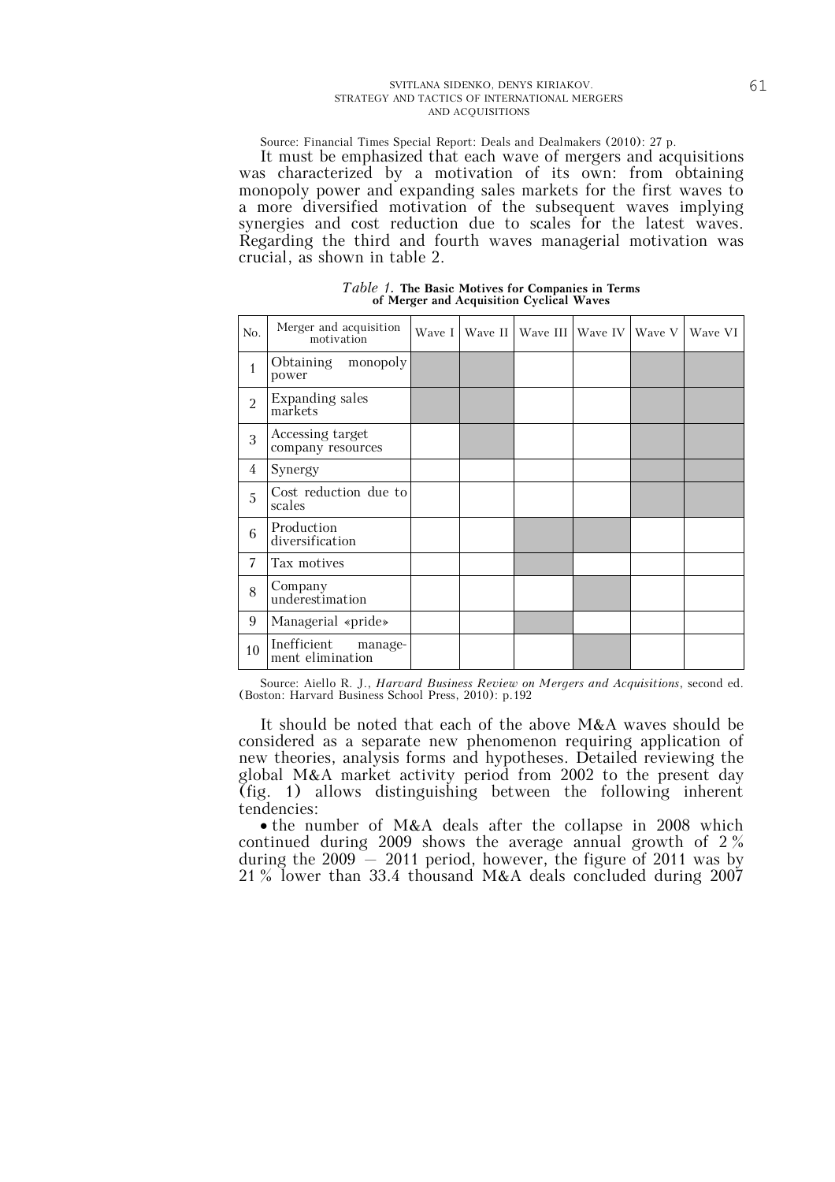Source: Financial Times Special Report: Deals and Dealmakers (2010): 27 p.

It must be emphasized that each wave of mergers and acquisitions was characterized by a motivation of its own: from obtaining monopoly power and expanding sales markets for the first waves to a more diversified motivation of the subsequent waves implying synergies and cost reduction due to scales for the latest waves. Regarding the third and fourth waves managerial motivation was crucial, as shown in table 2.

*Table 1.* **The Basic Motives for Companies in Terms of Merger and Acquisition Cyclical Waves**

| No. | Merger and acquisition motivation | Wave I | Wave II | Wave III | Wave IV | Wave V | Wave VI |
|---|---|---|---|---|---|---|---|
| 1 | Obtaining monopoly power | ■ | ■ | | | ■ | ■ |
| 2 | Expanding sales markets | ■ | ■ | | | ■ | ■ |
| 3 | Accessing target company resources | | ■ | | | ■ | ■ |
| 4 | Synergy | | | | | ■ | ■ |
| 5 | Cost reduction due to scales | | | | | ■ | ■ |
| 6 | Production diversification | | | ■ | ■ | | |
| 7 | Tax motives | | | ■ | | | |
| 8 | Company underestimation | | | | ■ | | |
| 9 | Managerial «pride» | | | ■ | | | |
| 10 | Inefficient management elimination | | | | ■ | | |

Source: Aiello R. J., *Harvard Business Review on Mergers and Acquisitions*, second ed. (Boston: Harvard Business School Press, 2010): p.192

It should be noted that each of the above M&A waves should be considered as a separate new phenomenon requiring application of new theories, analysis forms and hypotheses. Detailed reviewing the global M&A market activity period from 2002 to the present day (fig. 1) allows distinguishing between the following inherent tendencies:

- the number of M&A deals after the collapse in 2008 which continued during 2009 shows the average annual growth of 2 % during the 2009 – 2011 period, however, the figure of 2011 was by 21 % lower than 33.4 thousand M&A deals concluded during 2007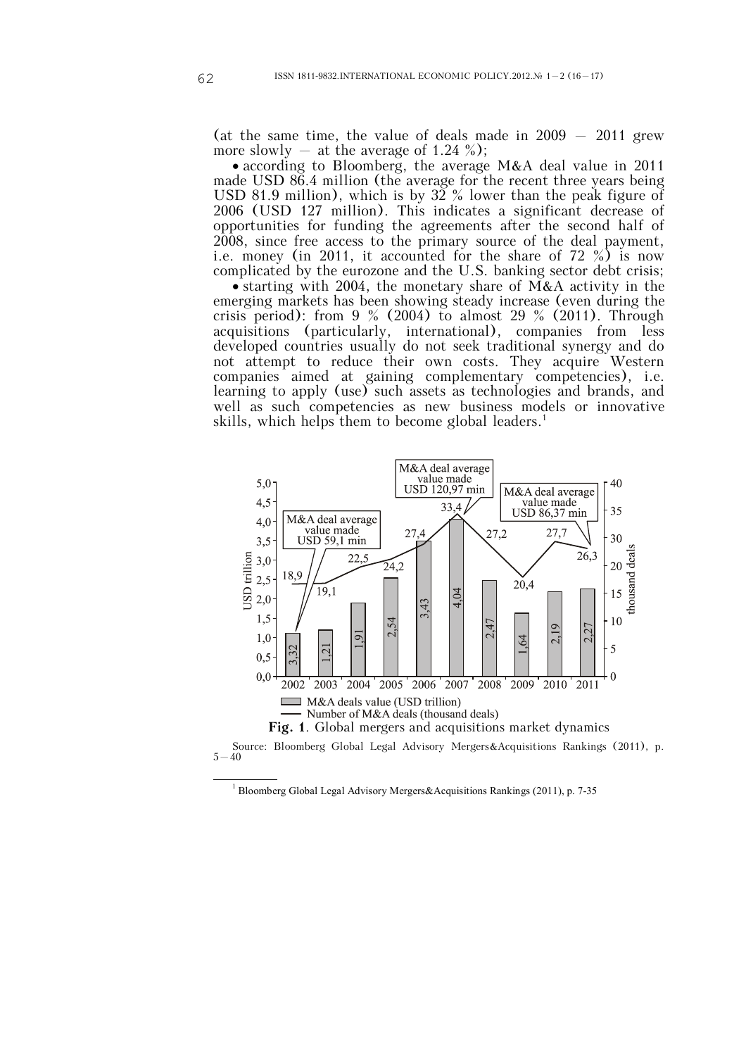(at the same time, the value of deals made in 2009 – 2011 grew more slowly – at the average of 1.24 %);

- according to Bloomberg, the average M&A deal value in 2011 made USD 86.4 million (the average for the recent three years being USD 81.9 million), which is by 32 % lower than the peak figure of 2006 (USD 127 million). This indicates a significant decrease of opportunities for funding the agreements after the second half of 2008, since free access to the primary source of the deal payment, i.e. money (in 2011, it accounted for the share of 72 %) is now complicated by the eurozone and the U.S. banking sector debt crisis;
- starting with 2004, the monetary share of M&A activity in the emerging markets has been showing steady increase (even during the crisis period): from 9 % (2004) to almost 29 % (2011). Through acquisitions (particularly, international), companies from less developed countries usually do not seek traditional synergy and do not attempt to reduce their own costs. They acquire Western companies aimed at gaining complementary competencies), i.e. learning to apply (use) such assets as technologies and brands, and well as such competencies as new business models or innovative skills, which helps them to become global leaders.[1]

| Year | M&A deals value (USD trillion) | Number of M&A deals (thousand deals) |
|---|---|---|
| 2002 | 3,32 | 18,9 |
| 2003 | 1,21 | 19,1 |
| 2004 | 1,91 | 22,5 |
| 2005 | 2,54 | 24,2 |
| 2006 | 3,43 | 27,4 |
| 2007 | 4,04 | 33,4 |
| 2008 | 2,47 | 27,2 |
| 2009 | 1,64 | 20,4 |
| 2010 | 2,19 | 27,7 |
| 2011 | 2,27 | 26,3 |

Callouts: M&A deal average value made USD 59,1 mln; M&A deal average value made USD 120,97 mln; M&A deal average value made USD 86,37 mln

**Fig. 1**. Global mergers and acquisitions market dynamics

Source: Bloomberg Global Legal Advisory Mergers&Acquisitions Rankings (2011), p. 5–40

[1] Bloomberg Global Legal Advisory Mergers&Acquisitions Rankings (2011), p. 7-35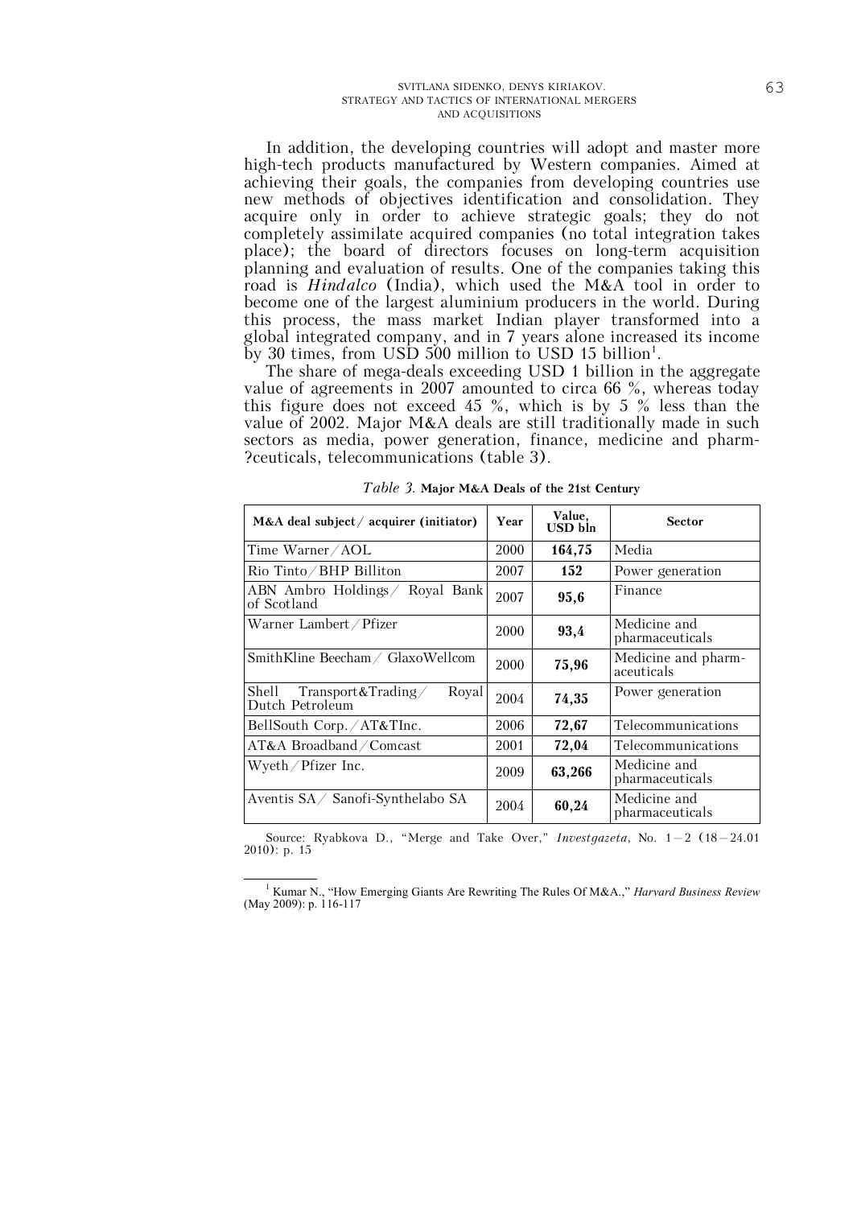In addition, the developing countries will adopt and master more high-tech products manufactured by Western companies. Aimed at achieving their goals, the companies from developing countries use new methods of objectives identification and consolidation. They acquire only in order to achieve strategic goals; they do not completely assimilate acquired companies (no total integration takes place); the board of directors focuses on long-term acquisition planning and evaluation of results. One of the companies taking this road is *Hindalco* (India), which used the M&A tool in order to become one of the largest aluminium producers in the world. During this process, the mass market Indian player transformed into a global integrated company, and in 7 years alone increased its income by 30 times, from USD 500 million to USD 15 billion[1].

The share of mega-deals exceeding USD 1 billion in the aggregate value of agreements in 2007 amounted to circa 66 %, whereas today this figure does not exceed 45 %, which is by 5 % less than the value of 2002. Major M&A deals are still traditionally made in such sectors as media, power generation, finance, medicine and pharm-?ceuticals, telecommunications (table 3).

*Table 3.* **Major M&A Deals of the 21st Century**

| M&A deal subject / acquirer (initiator) | Year | Value, USD bln | Sector |
|---|---|---|---|
| Time Warner / AOL | 2000 | **164,75** | Media |
| Rio Tinto / BHP Billiton | 2007 | **152** | Power generation |
| ABN Ambro Holdings / Royal Bank of Scotland | 2007 | **95,6** | Finance |
| Warner Lambert / Pfizer | 2000 | **93,4** | Medicine and pharmaceuticals |
| SmithKline Beecham / GlaxoWellcom | 2000 | **75,96** | Medicine and pharm-aceuticals |
| Shell Transport&Trading / Royal Dutch Petroleum | 2004 | **74,35** | Power generation |
| BellSouth Corp. / AT&TInc. | 2006 | **72,67** | Telecommunications |
| AT&A Broadband / Comcast | 2001 | **72,04** | Telecommunications |
| Wyeth / Pfizer Inc. | 2009 | **63,266** | Medicine and pharmaceuticals |
| Aventis SA / Sanofi-Synthelabo SA | 2004 | **60,24** | Medicine and pharmaceuticals |

Source: Ryabkova D., "Merge and Take Over," *Investgazeta*, No. 1–2 (18–24.01 2010): p. 15

[1] Kumar N., "How Emerging Giants Are Rewriting The Rules Of M&A.," *Harvard Business Review* (May 2009): p. 116-117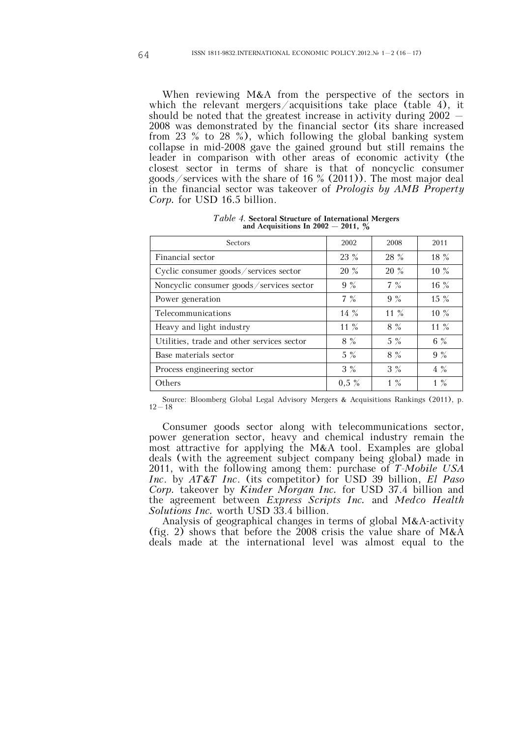When reviewing M&A from the perspective of the sectors in which the relevant mergers/acquisitions take place (table 4), it should be noted that the greatest increase in activity during 2002 — 2008 was demonstrated by the financial sector (its share increased from 23 % to 28 %), which following the global banking system collapse in mid-2008 gave the gained ground but still remains the leader in comparison with other areas of economic activity (the closest sector in terms of share is that of noncyclic consumer goods/services with the share of 16 % (2011)). The most major deal in the financial sector was takeover of *Prologis by AMB Property Corp.* for USD 16.5 billion.

*Table 4.* **Sectoral Structure of International Mergers and Acquisitions In 2002 — 2011, %**

| Sectors | 2002 | 2008 | 2011 |
|---|---|---|---|
| Financial sector | 23 % | 28 % | 18 % |
| Cyclic consumer goods/services sector | 20 % | 20 % | 10 % |
| Noncyclic consumer goods/services sector | 9 % | 7 % | 16 % |
| Power generation | 7 % | 9 % | 15 % |
| Telecommunications | 14 % | 11 % | 10 % |
| Heavy and light industry | 11 % | 8 % | 11 % |
| Utilities, trade and other services sector | 8 % | 5 % | 6 % |
| Base materials sector | 5 % | 8 % | 9 % |
| Process engineering sector | 3 % | 3 % | 4 % |
| Others | 0,5 % | 1 % | 1 % |

Source: Bloomberg Global Legal Advisory Mergers & Acquisitions Rankings (2011), p. 12—18

Consumer goods sector along with telecommunications sector, power generation sector, heavy and chemical industry remain the most attractive for applying the M&A tool. Examples are global deals (with the agreement subject company being global) made in 2011, with the following among them: purchase of *T-Mobile USA Inc*. by *AT&T Inc*. (its competitor) for USD 39 billion, *El Paso Corp.* takeover by *Kinder Morgan Inc.* for USD 37.4 billion and the agreement between *Express Scripts Inc.* and *Medco Health Solutions Inc.* worth USD 33.4 billion.

Analysis of geographical changes in terms of global M&A-activity (fig. 2) shows that before the 2008 crisis the value share of M&A deals made at the international level was almost equal to the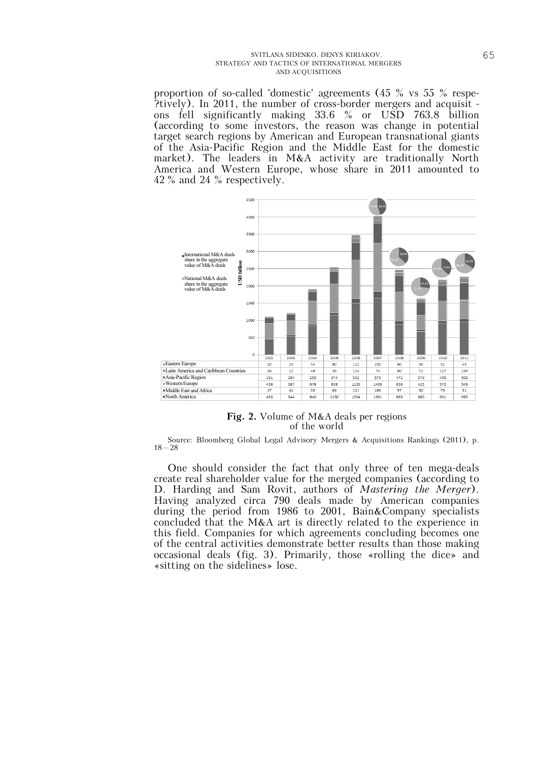proportion of so-called 'domestic' agreements (45 % vs 55 % respe- ?tively). In 2011, the number of cross-border mergers and acquisit - ons fell significantly making 33.6 % or USD 763.8 billion (according to some investors, the reason was change in potential target search regions by American and European transnational giants of the Asia-Pacific Region and the Middle East for the domestic market). The leaders in M&A activity are traditionally North America and Western Europe, whose share in 2011 amounted to 42 % and 24 % respectively.

| | 2002 | 2003 | 2004 | 2005 | 2006 | 2007 | 2008 | 2009 | 2010 | 2011 |
|---|---|---|---|---|---|---|---|---|---|---|
| Eastern Europe | 20 | 25 | 34 | 80 | 112 | 150 | 90 | 36 | 52 | 45 |
| Latin America and Caribbean Countries | 26 | 22 | 49 | 36 | 114 | 74 | 90 | 72 | 127 | 136 |
| Asia-Pacific Region | 161 | 184 | 265 | 374 | 502 | 573 | 472 | 370 | 455 | 500 |
| Western Europe | 438 | 397 | 679 | 838 | 1130 | 1405 | 836 | 425 | 573 | 546 |
| Middle East and Africa | 17 | 41 | 39 | 66 | 121 | 185 | 87 | 50 | 79 | 91 |
| North America | 456 | 544 | 843 | 1150 | 1504 | 1651 | 885 | 680 | 901 | 955 |

**Fig. 2.** Volume of M&A deals per regions of the world

Source: Bloomberg Global Legal Advisory Mergers & Acquisitions Rankings (2011), p. 18—28

One should consider the fact that only three of ten mega-deals create real shareholder value for the merged companies (according to D. Harding and Sam Rovit, authors of *Mastering the Merger*). Having analyzed circa 790 deals made by American companies during the period from 1986 to 2001, Bain&Company specialists concluded that the M&A art is directly related to the experience in this field. Companies for which agreements concluding becomes one of the central activities demonstrate better results than those making occasional deals (fig. 3). Primarily, those «rolling the dice» and «sitting on the sidelines» lose.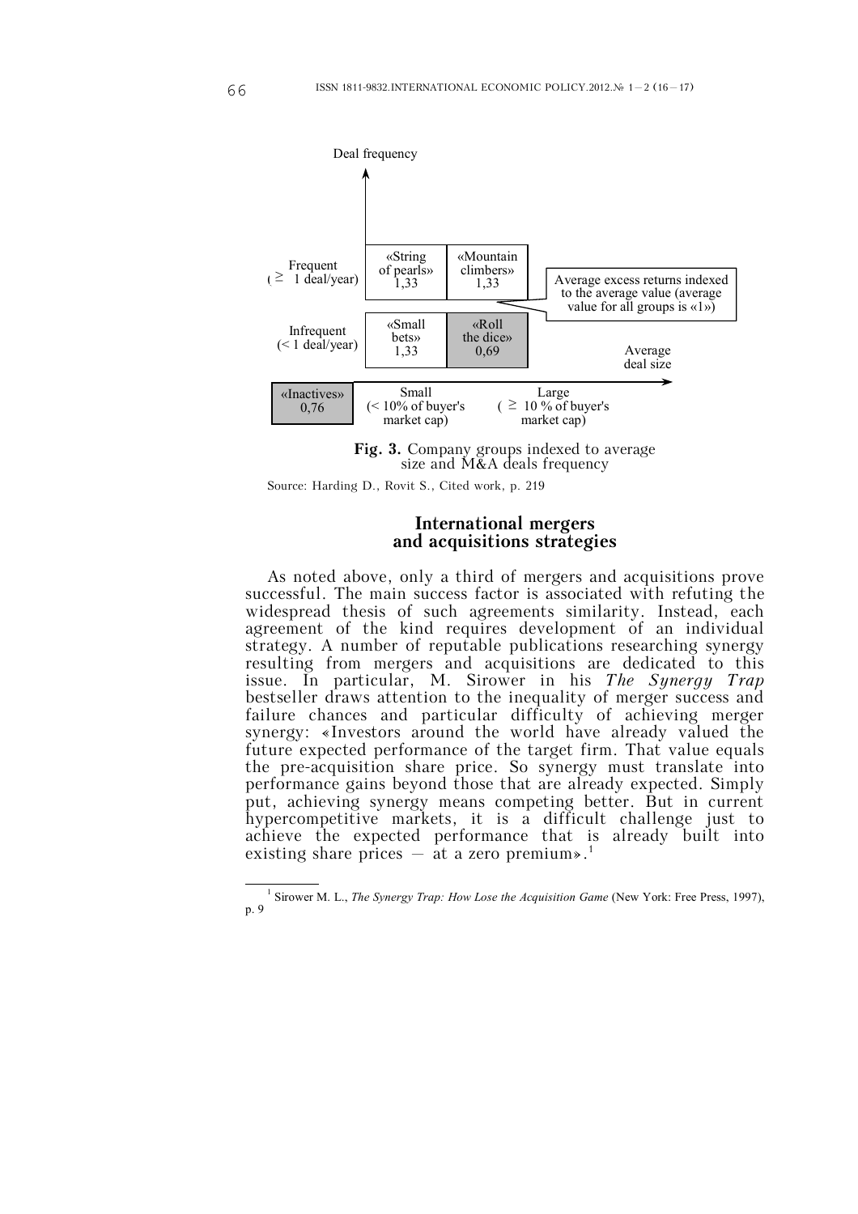Deal frequency

| | Small (< 10% of buyer's market cap) | Large (≥ 10 % of buyer's market cap) |
|---|---|---|
| Frequent (≥ 1 deal/year) | «String of pearls» 1,33 | «Mountain climbers» 1,33 |
| Infrequent (< 1 deal/year) | «Small bets» 1,33 | «Roll the dice» 0,69 |
| «Inactives» 0,76 | | |

Average excess returns indexed to the average value (average value for all groups is «1»)

Average deal size

**Fig. 3.** Company groups indexed to average size and M&A deals frequency

Source: Harding D., Rovit S., Cited work, p. 219

## International mergers and acquisitions strategies

As noted above, only a third of mergers and acquisitions prove successful. The main success factor is associated with refuting the widespread thesis of such agreements similarity. Instead, each agreement of the kind requires development of an individual strategy. A number of reputable publications researching synergy resulting from mergers and acquisitions are dedicated to this issue. In particular, M. Sirower in his *The Synergy Trap* bestseller draws attention to the inequality of merger success and failure chances and particular difficulty of achieving merger synergy: «Investors around the world have already valued the future expected performance of the target firm. That value equals the pre-acquisition share price. So synergy must translate into performance gains beyond those that are already expected. Simply put, achieving synergy means competing better. But in current hypercompetitive markets, it is a difficult challenge just to achieve the expected performance that is already built into existing share prices — at a zero premium».[1]

---

[1] Sirower M. L., *The Synergy Trap: How Lose the Acquisition Game* (New York: Free Press, 1997), p. 9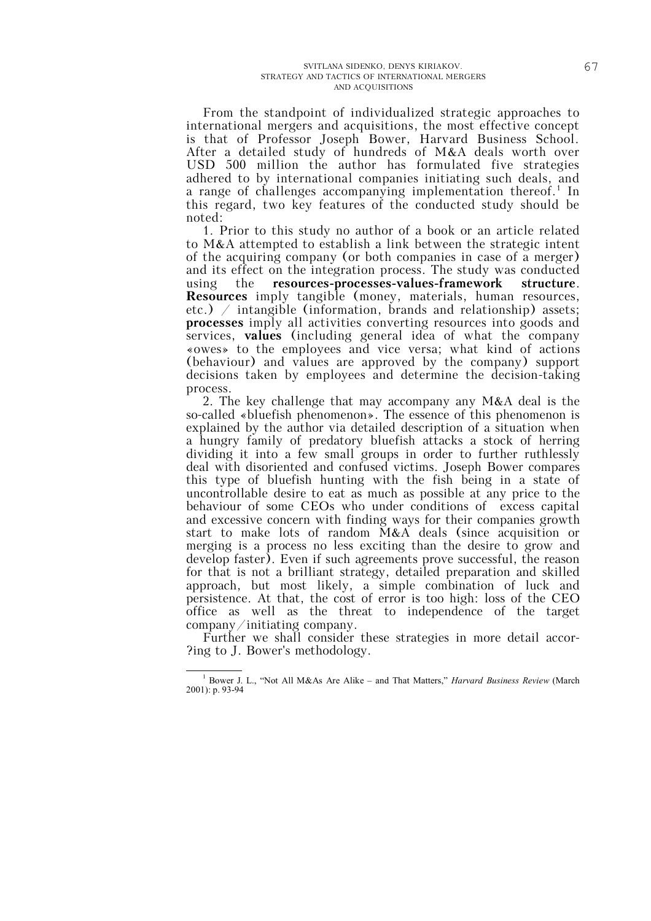From the standpoint of individualized strategic approaches to international mergers and acquisitions, the most effective concept is that of Professor Joseph Bower, Harvard Business School. After a detailed study of hundreds of M&A deals worth over USD 500 million the author has formulated five strategies adhered to by international companies initiating such deals, and a range of challenges accompanying implementation thereof.[1] In this regard, two key features of the conducted study should be noted:

1. Prior to this study no author of a book or an article related to M&A attempted to establish a link between the strategic intent of the acquiring company (or both companies in case of a merger) and its effect on the integration process. The study was conducted using the **resources-processes-values-framework structure**. **Resources** imply tangible (money, materials, human resources, etc.) / intangible (information, brands and relationship) assets; **processes** imply all activities converting resources into goods and services, **values** (including general idea of what the company «owes» to the employees and vice versa; what kind of actions (behaviour) and values are approved by the company) support decisions taken by employees and determine the decision-taking process.

2. The key challenge that may accompany any M&A deal is the so-called «bluefish phenomenon». The essence of this phenomenon is explained by the author via detailed description of a situation when a hungry family of predatory bluefish attacks a stock of herring dividing it into a few small groups in order to further ruthlessly deal with disoriented and confused victims. Joseph Bower compares this type of bluefish hunting with the fish being in a state of uncontrollable desire to eat as much as possible at any price to the behaviour of some CEOs who under conditions of excess capital and excessive concern with finding ways for their companies growth start to make lots of random M&A deals (since acquisition or merging is a process no less exciting than the desire to grow and develop faster). Even if such agreements prove successful, the reason for that is not a brilliant strategy, detailed preparation and skilled approach, but most likely, a simple combination of luck and persistence. At that, the cost of error is too high: loss of the CEO office as well as the threat to independence of the target company/initiating company.

Further we shall consider these strategies in more detail accor-?ing to J. Bower's methodology.

---

[1] Bower J. L., "Not All M&As Are Alike – and That Matters," *Harvard Business Review* (March 2001): p. 93-94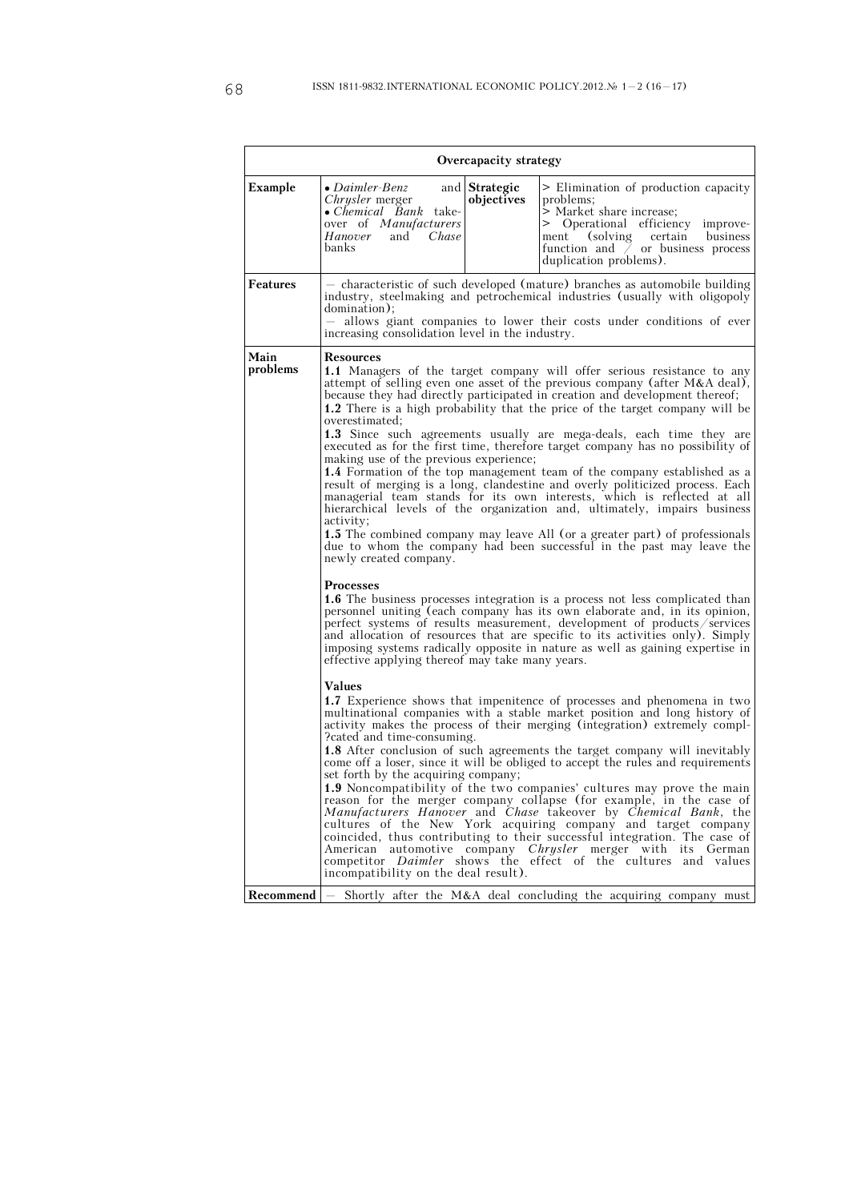| Overcapacity strategy | | | |
|---|---|---|---|
| **Example** | • *Daimler-Benz* and *Chrysler* merger<br>• *Chemical Bank* takeover of *Manufacturers Hanover* and *Chase* banks | **Strategic objectives** | > Elimination of production capacity problems;<br>> Market share increase;<br>> Operational efficiency improvement (solving certain business function and / or business process duplication problems). |
| **Features** | – characteristic of such developed (mature) branches as automobile building industry, steelmaking and petrochemical industries (usually with oligopoly domination);<br>– allows giant companies to lower their costs under conditions of ever increasing consolidation level in the industry. | | |
| **Main problems** | **Resources**<br>**1.1** Managers of the target company will offer serious resistance to any attempt of selling even one asset of the previous company (after M&A deal), because they had directly participated in creation and development thereof;<br>**1.2** There is a high probability that the price of the target company will be overestimated;<br>**1.3** Since such agreements usually are mega-deals, each time they are executed as for the first time, therefore target company has no possibility of making use of the previous experience;<br>**1.4** Formation of the top management team of the company established as a result of merging is a long, clandestine and overly politicized process. Each managerial team stands for its own interests, which is reflected at all hierarchical levels of the organization and, ultimately, impairs business activity;<br>**1.5** The combined company may leave All (or a greater part) of professionals due to whom the company had been successful in the past may leave the newly created company.<br><br>**Processes**<br>**1.6** The business processes integration is a process not less complicated than personnel uniting (each company has its own elaborate and, in its opinion, perfect systems of results measurement, development of products/services and allocation of resources that are specific to its activities only). Simply imposing systems radically opposite in nature as well as gaining expertise in effective applying thereof may take many years.<br><br>**Values**<br>**1.7** Experience shows that impenitence of processes and phenomena in two multinational companies with a stable market position and long history of activity makes the process of their merging (integration) extremely compl-?cated and time-consuming.<br>**1.8** After conclusion of such agreements the target company will inevitably come off a loser, since it will be obliged to accept the rules and requirements set forth by the acquiring company;<br>**1.9** Noncompatibility of the two companies' cultures may prove the main reason for the merger company collapse (for example, in the case of *Manufacturers Hanover* and *Chase* takeover by *Chemical Bank*, the cultures of the New York acquiring company and target company coincided, thus contributing to their successful integration. The case of American automotive company *Chrysler* merger with its German competitor *Daimler* shows the effect of the cultures and values incompatibility on the deal result). | | |
| **Recommend** | – Shortly after the M&A deal concluding the acquiring company must | | |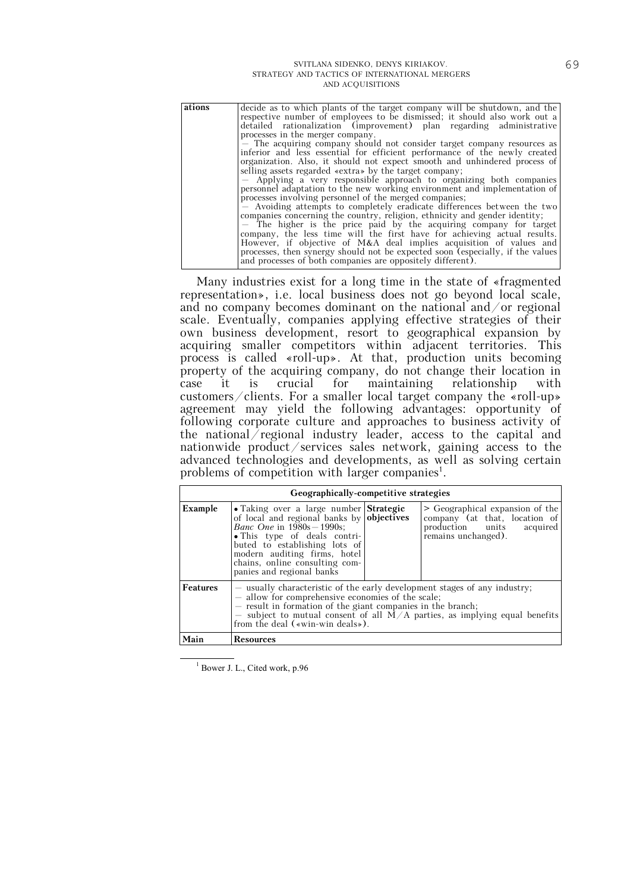| ations | decide as to which plants of the target company will be shutdown, and the respective number of employees to be dismissed; it should also work out a detailed rationalization (improvement) plan regarding administrative processes in the merger company.<br>— The acquiring company should not consider target company resources as inferior and less essential for efficient performance of the newly created organization. Also, it should not expect smooth and unhindered process of selling assets regarded «extra» by the target company;<br>— Applying a very responsible approach to organizing both companies personnel adaptation to the new working environment and implementation of processes involving personnel of the merged companies;<br>— Avoiding attempts to completely eradicate differences between the two companies concerning the country, religion, ethnicity and gender identity;<br>— The higher is the price paid by the acquiring company for target company, the less time will the first have for achieving actual results. However, if objective of M&A deal implies acquisition of values and processes, then synergy should not be expected soon (especially, if the values and processes of both companies are oppositely different). |
|---|---|

Many industries exist for a long time in the state of «fragmented representation», i.e. local business does not go beyond local scale, and no company becomes dominant on the national and/or regional scale. Eventually, companies applying effective strategies of their own business development, resort to geographical expansion by acquiring smaller competitors within adjacent territories. This process is called «roll-up». At that, production units becoming property of the acquiring company, do not change their location in case it is crucial for maintaining relationship with customers/clients. For a smaller local target company the «roll-up» agreement may yield the following advantages: opportunity of following corporate culture and approaches to business activity of the national/regional industry leader, access to the capital and nationwide product/services sales network, gaining access to the advanced technologies and developments, as well as solving certain problems of competition with larger companies[1].

| **Geographically-competitive strategies** | | | |
|---|---|---|---|
| **Example** | • Taking over a large number of local and regional banks by *Banc One* in 1980s—1990s;<br>• This type of deals contributed to establishing lots of modern auditing firms, hotel chains, online consulting companies and regional banks | **Strategic objectives** | > Geographical expansion of the company (at that, location of production units acquired remains unchanged). |
| **Features** | — usually characteristic of the early development stages of any industry;<br>— allow for comprehensive economies of the scale;<br>— result in formation of the giant companies in the branch;<br>— subject to mutual consent of all M/A parties, as implying equal benefits from the deal («win-win deals»). | | |
| **Main** | **Resources** | | |

[1] Bower J. L., Cited work, p.96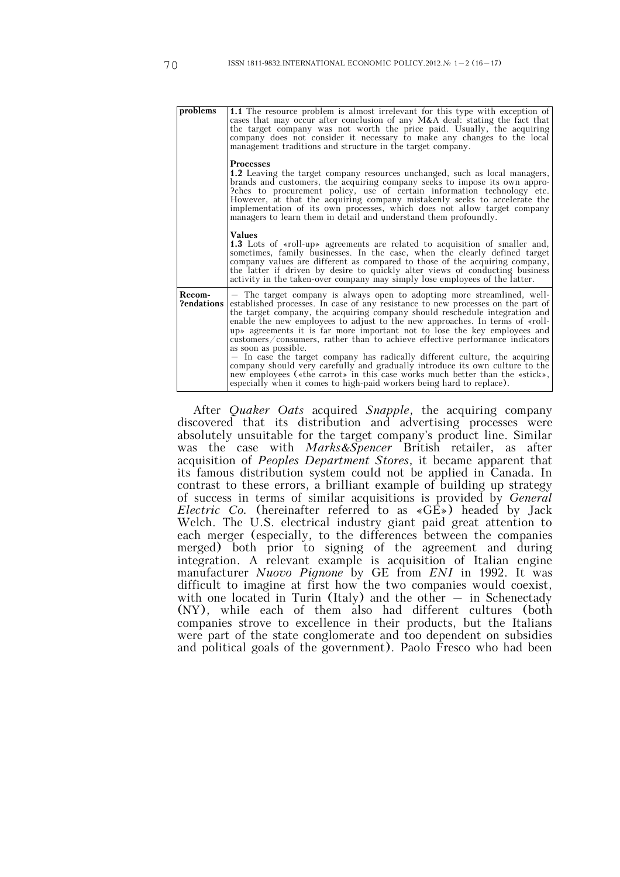| problems | **1.1** The resource problem is almost irrelevant for this type with exception of cases that may occur after conclusion of any M&A deal: stating the fact that the target company was not worth the price paid. Usually, the acquiring company does not consider it necessary to make any changes to the local management traditions and structure in the target company.<br><br>**Processes**<br>**1.2** Leaving the target company resources unchanged, such as local managers, brands and customers, the acquiring company seeks to impose its own appro?ches to procurement policy, use of certain information technology etc. However, at that the acquiring company mistakenly seeks to accelerate the implementation of its own processes, which does not allow target company managers to learn them in detail and understand them profoundly.<br><br>**Values**<br>**1.3** Lots of «roll-up» agreements are related to acquisition of smaller and, sometimes, family businesses. In the case, when the clearly defined target company values are different as compared to those of the acquiring company, the latter if driven by desire to quickly alter views of conducting business activity in the taken-over company may simply lose employees of the latter. |
|---|---|
| **Recom?endations** | — The target company is always open to adopting more streamlined, well-established processes. In case of any resistance to new processes on the part of the target company, the acquiring company should reschedule integration and enable the new employees to adjust to the new approaches. In terms of «roll-up» agreements it is far more important not to lose the key employees and customers/consumers, rather than to achieve effective performance indicators as soon as possible.<br>— In case the target company has radically different culture, the acquiring company should very carefully and gradually introduce its own culture to the new employees («the carrot» in this case works much better than the «stick», especially when it comes to high-paid workers being hard to replace). |

After *Quaker Oats* acquired *Snapple*, the acquiring company discovered that its distribution and advertising processes were absolutely unsuitable for the target company's product line. Similar was the case with *Marks&Spencer* British retailer, as after acquisition of *Peoples Department Stores*, it became apparent that its famous distribution system could not be applied in Canada. In contrast to these errors, a brilliant example of building up strategy of success in terms of similar acquisitions is provided by *General Electric Co.* (hereinafter referred to as «GE») headed by Jack Welch. The U.S. electrical industry giant paid great attention to each merger (especially, to the differences between the companies merged) both prior to signing of the agreement and during integration. A relevant example is acquisition of Italian engine manufacturer *Nuovo Pignone* by GE from *ENI* in 1992. It was difficult to imagine at first how the two companies would coexist, with one located in Turin (Italy) and the other — in Schenectady (NY), while each of them also had different cultures (both companies strove to excellence in their products, but the Italians were part of the state conglomerate and too dependent on subsidies and political goals of the government). Paolo Fresco who had been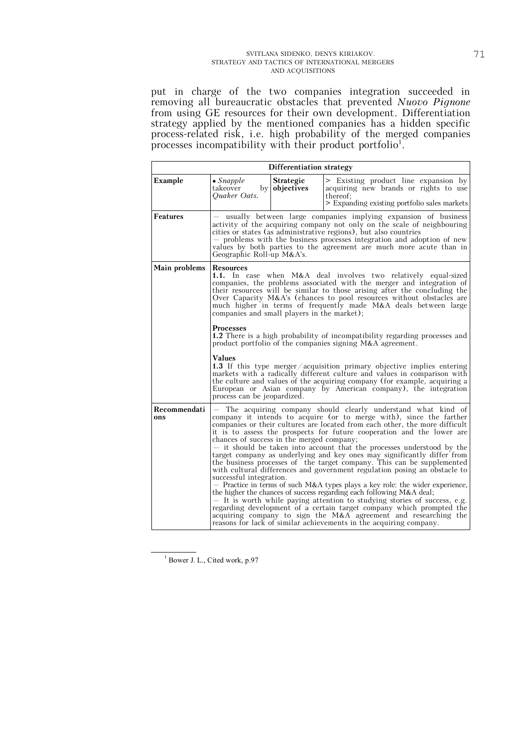put in charge of the two companies integration succeeded in removing all bureaucratic obstacles that prevented *Nuovo Pignone* from using GE resources for their own development. Differentiation strategy applied by the mentioned companies has a hidden specific process-related risk, i.e. high probability of the merged companies processes incompatibility with their product portfolio[1].

| **Differentiation strategy** | | | |
|---|---|---|---|
| **Example** | • *Snapple* takeover by *Quaker Oats.* | **Strategic objectives** | > Existing product line expansion by acquiring new brands or rights to use thereof;<br>> Expanding existing portfolio sales markets |
| **Features** | – usually between large companies implying expansion of business activity of the acquiring company not only on the scale of neighbouring cities or states (as administrative regions), but also countries<br>– problems with the business processes integration and adoption of new values by both parties to the agreement are much more acute than in Geographic Roll-up M&A's. | | |
| **Main problems** | **Resources**<br>**1.1.** In case when M&A deal involves two relatively equal-sized companies, the problems associated with the merger and integration of their resources will be similar to those arising after the concluding the Over Capacity M&A's (chances to pool resources without obstacles are much higher in terms of frequently made M&A deals between large companies and small players in the market);<br><br>**Processes**<br>**1.2** There is a high probability of incompatibility regarding processes and product portfolio of the companies signing M&A agreement.<br><br>**Values**<br>**1.3** If this type merger/acquisition primary objective implies entering markets with a radically different culture and values in comparison with the culture and values of the acquiring company (for example, acquiring a European or Asian company by American company), the integration process can be jeopardized. | | |
| **Recommendations** | – The acquiring company should clearly understand what kind of company it intends to acquire (or to merge with), since the farther companies or their cultures are located from each other, the more difficult it is to assess the prospects for future cooperation and the lower are chances of success in the merged company;<br>– it should be taken into account that the processes understood by the target company as underlying and key ones may significantly differ from the business processes of the target company. This can be supplemented with cultural differences and government regulation posing an obstacle to successful integration.<br>– Practice in terms of such M&A types plays a key role: the wider experience, the higher the chances of success regarding each following M&A deal;<br>– It is worth while paying attention to studying stories of success, e.g. regarding development of a certain target company which prompted the acquiring company to sign the M&A agreement and researching the reasons for lack of similar achievements in the acquiring company. | | |

[1] Bower J. L., Cited work, p.97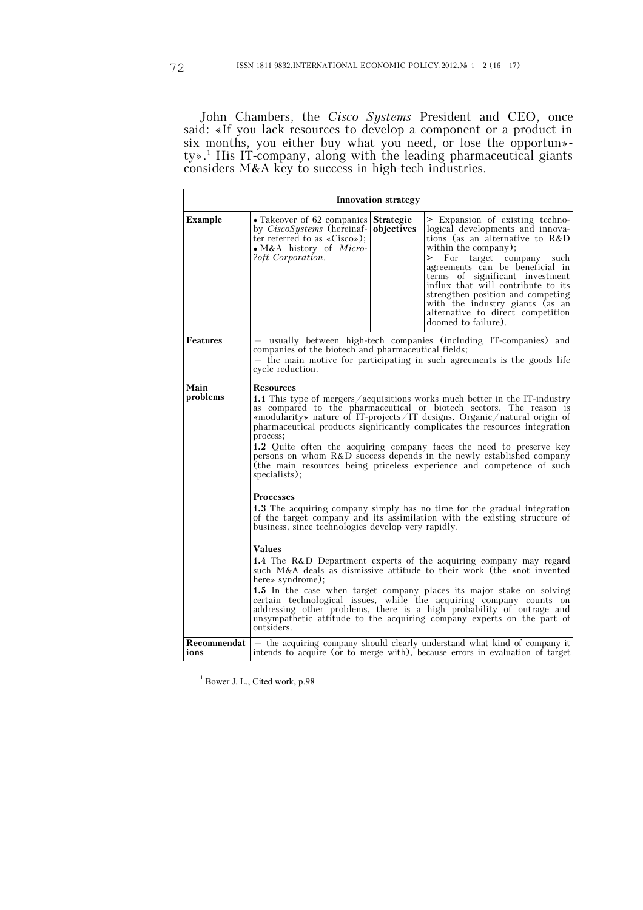John Chambers, the *Cisco Systems* President and CEO, once said: «If you lack resources to develop a component or a product in six months, you either buy what you need, or lose the opportun»-ty».[1] His IT-company, along with the leading pharmaceutical giants considers M&A key to success in high-tech industries.

| Innovation strategy | | | |
|---|---|---|---|
| **Example** | • Takeover of 62 companies by *CiscoSystems* (hereinafter referred to as «Cisco»);<br>• M&A history of *Micro-?oft Corporation*. | **Strategic objectives** | > Expansion of existing technological developments and innovations (as an alternative to R&D within the company);<br>> For target company such agreements can be beneficial in terms of significant investment influx that will contribute to its strengthen position and competing with the industry giants (as an alternative to direct competition doomed to failure). |
| **Features** | – usually between high-tech companies (including IT-companies) and companies of the biotech and pharmaceutical fields;<br>– the main motive for participating in such agreements is the goods life cycle reduction. | | |
| **Main problems** | **Resources**<br>**1.1** This type of mergers/acquisitions works much better in the IT-industry as compared to the pharmaceutical or biotech sectors. The reason is «modularity» nature of IT-projects/IT designs. Organic/natural origin of pharmaceutical products significantly complicates the resources integration process;<br>**1.2** Quite often the acquiring company faces the need to preserve key persons on whom R&D success depends in the newly established company (the main resources being priceless experience and competence of such specialists);<br><br>**Processes**<br>**1.3** The acquiring company simply has no time for the gradual integration of the target company and its assimilation with the existing structure of business, since technologies develop very rapidly.<br><br>**Values**<br>**1.4** The R&D Department experts of the acquiring company may regard such M&A deals as dismissive attitude to their work (the «not invented here» syndrome);<br>**1.5** In the case when target company places its major stake on solving certain technological issues, while the acquiring company counts on addressing other problems, there is a high probability of outrage and unsympathetic attitude to the acquiring company experts on the part of outsiders. | | |
| **Recommendations** | – the acquiring company should clearly understand what kind of company it intends to acquire (or to merge with), because errors in evaluation of target | | |

[1] Bower J. L., Cited work, p.98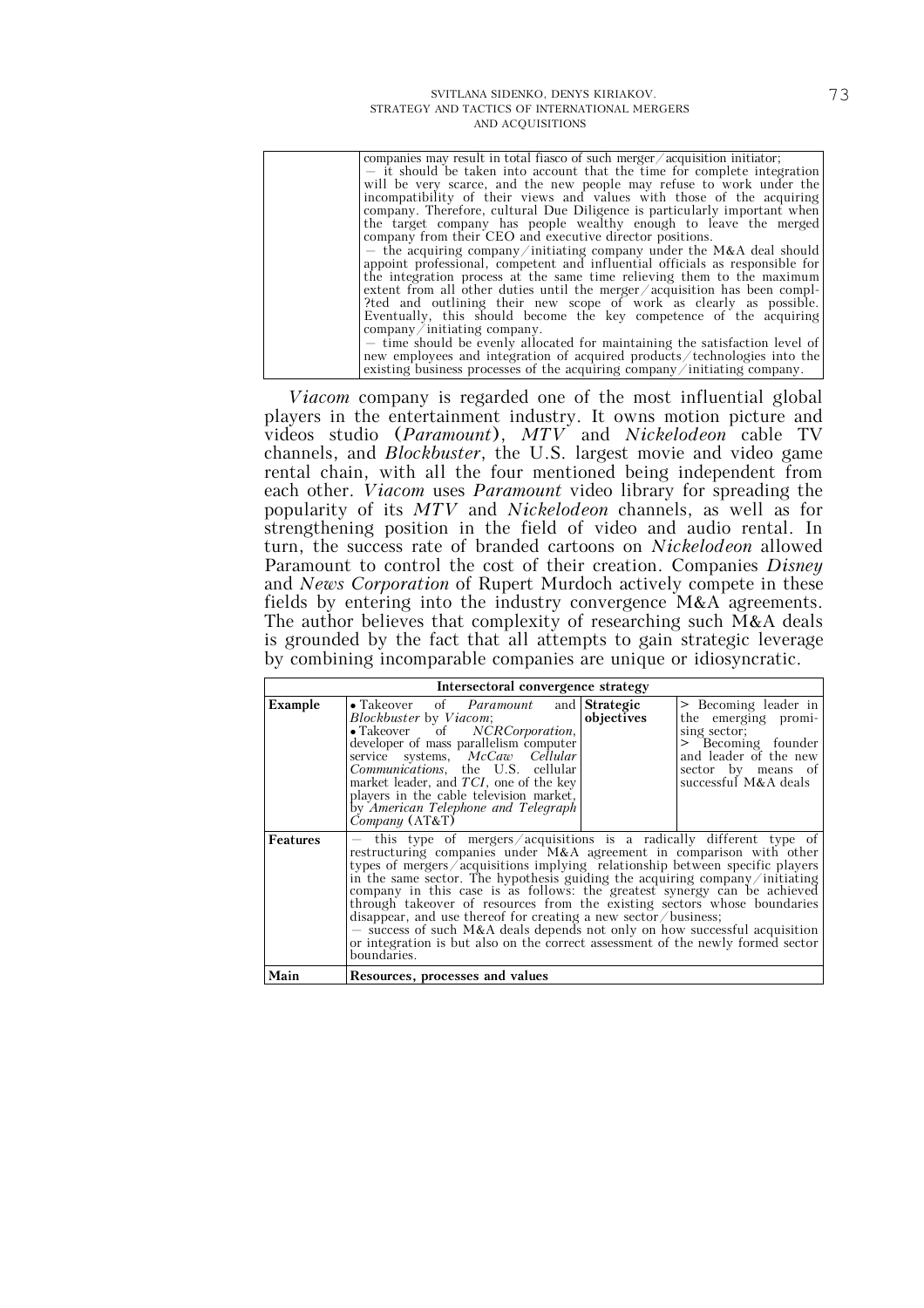| | companies may result in total fiasco of such merger/acquisition initiator;<br>— it should be taken into account that the time for complete integration will be very scarce, and the new people may refuse to work under the incompatibility of their views and values with those of the acquiring company. Therefore, cultural Due Diligence is particularly important when the target company has people wealthy enough to leave the merged company from their CEO and executive director positions.<br>— the acquiring company/initiating company under the M&A deal should appoint professional, competent and influential officials as responsible for the integration process at the same time relieving them to the maximum extent from all other duties until the merger/acquisition has been compl-?ted and outlining their new scope of work as clearly as possible. Eventually, this should become the key competence of the acquiring company/initiating company.<br>— time should be evenly allocated for maintaining the satisfaction level of new employees and integration of acquired products/technologies into the existing business processes of the acquiring company/initiating company. |
|---|---|

*Viacom* company is regarded one of the most influential global players in the entertainment industry. It owns motion picture and videos studio (*Paramount*), *MTV* and *Nickelodeon* cable TV channels, and *Blockbuster*, the U.S. largest movie and video game rental chain, with all the four mentioned being independent from each other. *Viacom* uses *Paramount* video library for spreading the popularity of its *MTV* and *Nickelodeon* channels, as well as for strengthening position in the field of video and audio rental. In turn, the success rate of branded cartoons on *Nickelodeon* allowed Paramount to control the cost of their creation. Companies *Disney* and *News Corporation* of Rupert Murdoch actively compete in these fields by entering into the industry convergence M&A agreements. The author believes that complexity of researching such M&A deals is grounded by the fact that all attempts to gain strategic leverage by combining incomparable companies are unique or idiosyncratic.

| **Intersectoral convergence strategy** | | | |
|---|---|---|---|
| **Example** | • Takeover of *Paramount* and *Blockbuster* by *Viacom*;<br>• Takeover of *NCRCorporation*, developer of mass parallelism computer service systems, *McCaw Cellular Communications*, the U.S. cellular market leader, and *TCI*, one of the key players in the cable television market, by *American Telephone and Telegraph Company* (AT&T) | **Strategic objectives** | > Becoming leader in the emerging promising sector;<br>> Becoming founder and leader of the new sector by means of successful M&A deals |
| **Features** | — this type of mergers/acquisitions is a radically different type of restructuring companies under M&A agreement in comparison with other types of mergers/acquisitions implying relationship between specific players in the same sector. The hypothesis guiding the acquiring company/initiating company in this case is as follows: the greatest synergy can be achieved through takeover of resources from the existing sectors whose boundaries disappear, and use thereof for creating a new sector/business;<br>— success of such M&A deals depends not only on how successful acquisition or integration is but also on the correct assessment of the newly formed sector boundaries. | | |
| **Main** | **Resources, processes and values** | | |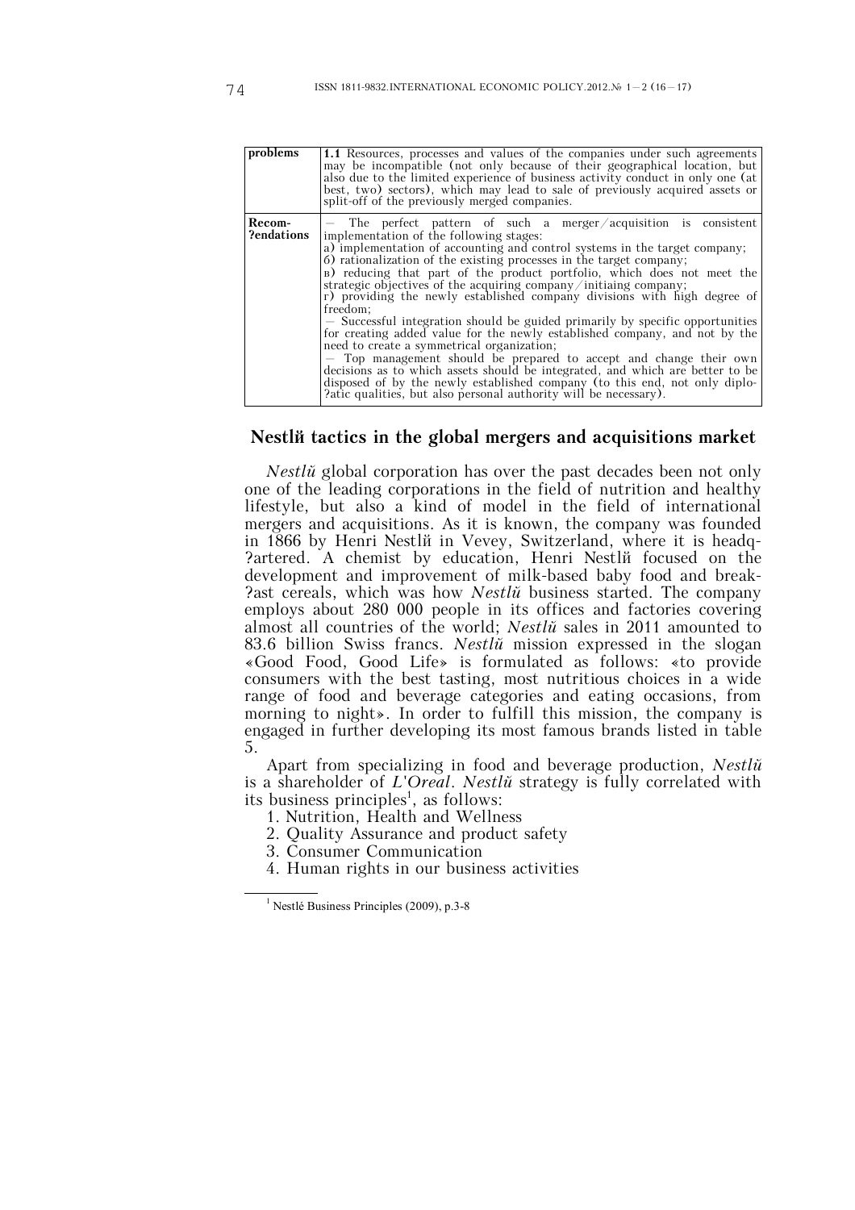| problems | **1.1** Resources, processes and values of the companies under such agreements may be incompatible (not only because of their geographical location, but also due to the limited experience of business activity conduct in only one (at best, two) sectors), which may lead to sale of previously acquired assets or split-off of the previously merged companies. |
|---|---|
| **Recom-?endations** | — The perfect pattern of such a merger/acquisition is consistent implementation of the following stages:<br>а) implementation of accounting and control systems in the target company;<br>б) rationalization of the existing processes in the target company;<br>в) reducing that part of the product portfolio, which does not meet the strategic objectives of the acquiring company/initiaing company;<br>г) providing the newly established company divisions with high degree of freedom;<br>— Successful integration should be guided primarily by specific opportunities for creating added value for the newly established company, and not by the need to create a symmetrical organization;<br>— Top management should be prepared to accept and change their own decisions as to which assets should be integrated, and which are better to be disposed of by the newly established company (to this end, not only diplo-?atic qualities, but also personal authority will be necessary). |

## Nestlй tactics in the global mergers and acquisitions market

*Nestlй* global corporation has over the past decades been not only one of the leading corporations in the field of nutrition and healthy lifestyle, but also a kind of model in the field of international mergers and acquisitions. As it is known, the company was founded in 1866 by Henri Nestlй in Vevey, Switzerland, where it is headq-?artered. A chemist by education, Henri Nestlй focused on the development and improvement of milk-based baby food and break-?ast cereals, which was how *Nestlй* business started. The company employs about 280 000 people in its offices and factories covering almost all countries of the world; *Nestlй* sales in 2011 amounted to 83.6 billion Swiss francs. *Nestlй* mission expressed in the slogan «Good Food, Good Life» is formulated as follows: «to provide consumers with the best tasting, most nutritious choices in a wide range of food and beverage categories and eating occasions, from morning to night». In order to fulfill this mission, the company is engaged in further developing its most famous brands listed in table 5.

Apart from specializing in food and beverage production, *Nestlй* is a shareholder of *L'Oreal*. *Nestlй* strategy is fully correlated with its business principles[1], as follows:

1. Nutrition, Health and Wellness
2. Quality Assurance and product safety
3. Consumer Communication
4. Human rights in our business activities

[1] Nestlé Business Principles (2009), p.3-8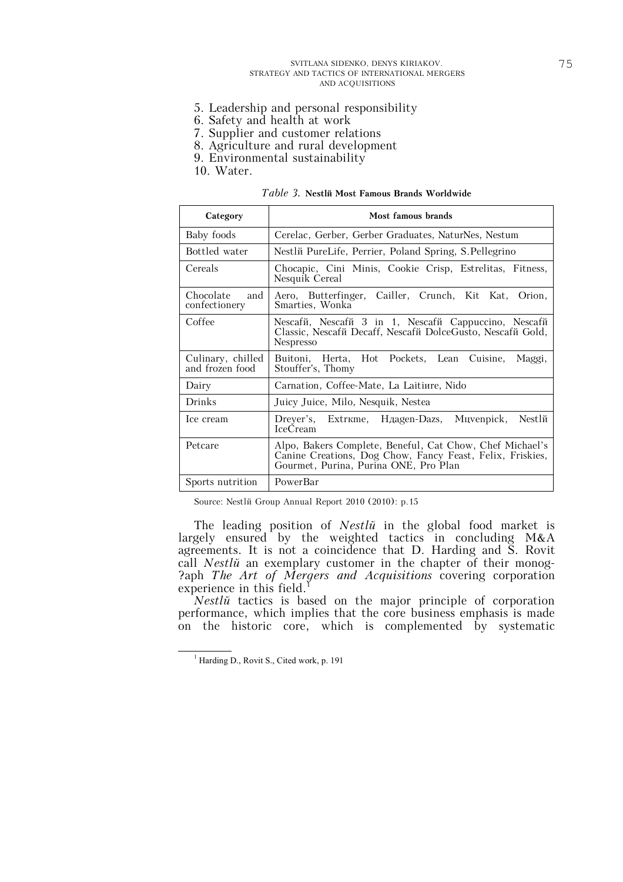5. Leadership and personal responsibility
6. Safety and health at work
7. Supplier and customer relations
8. Agriculture and rural development
9. Environmental sustainability
10. Water.

*Table 3.* **Nestlй Most Famous Brands Worldwide**

| Category | Most famous brands |
|---|---|
| Baby foods | Cerelac, Gerber, Gerber Graduates, NaturNes, Nestum |
| Bottled water | Nestlй PureLife, Perrier, Poland Spring, S.Pellegrino |
| Cereals | Chocapic, Cini Minis, Cookie Crisp, Estrelitas, Fitness, Nesquik Cereal |
| Chocolate and confectionery | Aero, Butterfinger, Cailler, Crunch, Kit Kat, Orion, Smarties, Wonka |
| Coffee | Nescafй, Nescafй 3 in 1, Nescafй Cappuccino, Nescafй Classic, Nescafй Decaff, Nescafй DolceGusto, Nescafй Gold, Nespresso |
| Culinary, chilled and frozen food | Buitoni, Herta, Hot Pockets, Lean Cuisine, Maggi, Stouffer's, Thomy |
| Dairy | Carnation, Coffee-Mate, La Laitiиre, Nido |
| Drinks | Juicy Juice, Milo, Nesquik, Nestea |
| Ice cream | Dreyer's, Extrкme, Hдagen-Dazs, Mцvenpick, Nestlй IceCream |
| Petcare | Alpo, Bakers Complete, Beneful, Cat Chow, Chef Michael's Canine Creations, Dog Chow, Fancy Feast, Felix, Friskies, Gourmet, Purina, Purina ONE, Pro Plan |
| Sports nutrition | PowerBar |

Source: Nestlй Group Annual Report 2010 (2010): p.15

The leading position of *Nestlй* in the global food market is largely ensured by the weighted tactics in concluding M&A agreements. It is not a coincidence that D. Harding and S. Rovit call *Nestlй* an exemplary customer in the chapter of their monog-?aph *The Art of Mergers and Acquisitions* covering corporation experience in this field.[1]

*Nestlй* tactics is based on the major principle of corporation performance, which implies that the core business emphasis is made on the historic core, which is complemented by systematic

[1] Harding D., Rovit S., Cited work, p. 191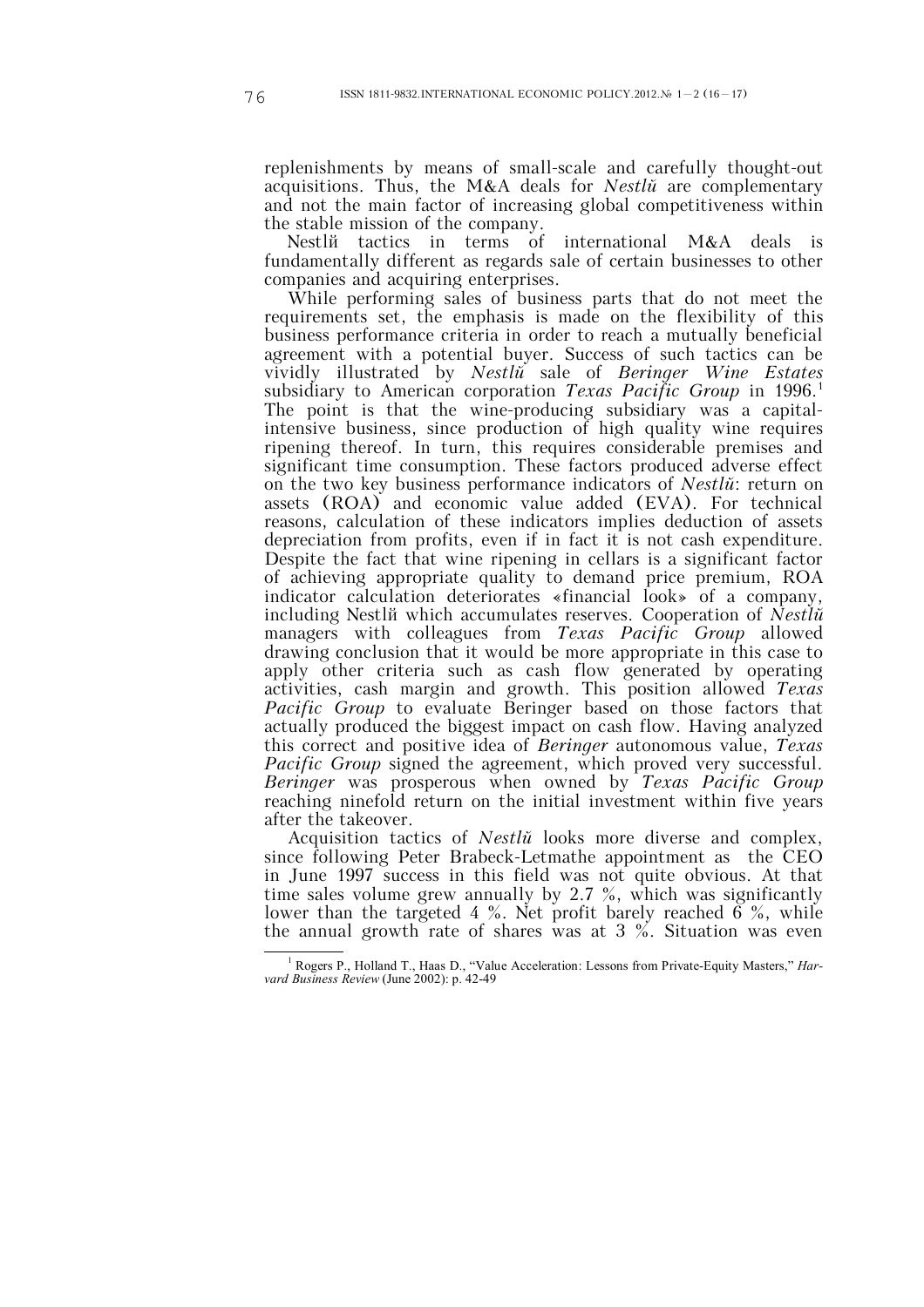replenishments by means of small-scale and carefully thought-out acquisitions. Thus, the M&A deals for *Nestlй* are complementary and not the main factor of increasing global competitiveness within the stable mission of the company.

Nestlй tactics in terms of international M&A deals is fundamentally different as regards sale of certain businesses to other companies and acquiring enterprises.

While performing sales of business parts that do not meet the requirements set, the emphasis is made on the flexibility of this business performance criteria in order to reach a mutually beneficial agreement with a potential buyer. Success of such tactics can be vividly illustrated by *Nestlй* sale of *Beringer Wine Estates* subsidiary to American corporation *Texas Pacific Group* in 1996.[1] The point is that the wine-producing subsidiary was a capital-intensive business, since production of high quality wine requires ripening thereof. In turn, this requires considerable premises and significant time consumption. These factors produced adverse effect on the two key business performance indicators of *Nestlй*: return on assets (ROA) and economic value added (EVA). For technical reasons, calculation of these indicators implies deduction of assets depreciation from profits, even if in fact it is not cash expenditure. Despite the fact that wine ripening in cellars is a significant factor of achieving appropriate quality to demand price premium, ROA indicator calculation deteriorates «financial look» of a company, including Nestlй which accumulates reserves. Cooperation of *Nestlй* managers with colleagues from *Texas Pacific Group* allowed drawing conclusion that it would be more appropriate in this case to apply other criteria such as cash flow generated by operating activities, cash margin and growth. This position allowed *Texas Pacific Group* to evaluate Beringer based on those factors that actually produced the biggest impact on cash flow. Having analyzed this correct and positive idea of *Beringer* autonomous value, *Texas Pacific Group* signed the agreement, which proved very successful. *Beringer* was prosperous when owned by *Texas Pacific Group* reaching ninefold return on the initial investment within five years after the takeover.

Acquisition tactics of *Nestlй* looks more diverse and complex, since following Peter Brabeck-Letmathe appointment as the CEO in June 1997 success in this field was not quite obvious. At that time sales volume grew annually by 2.7 %, which was significantly lower than the targeted 4 %. Net profit barely reached 6 %, while the annual growth rate of shares was at 3 %. Situation was even

---

[1] Rogers P., Holland T., Haas D., "Value Acceleration: Lessons from Private-Equity Masters," *Harvard Business Review* (June 2002): p. 42-49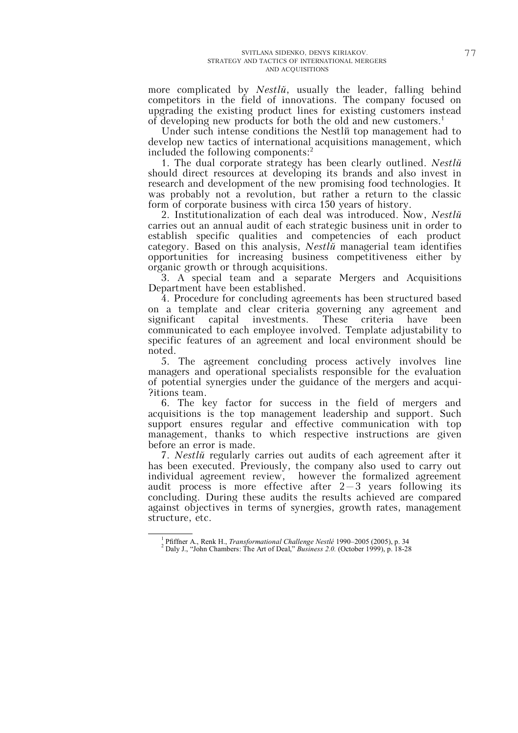more complicated by *Nestlй*, usually the leader, falling behind competitors in the field of innovations. The company focused on upgrading the existing product lines for existing customers instead of developing new products for both the old and new customers.[1]

Under such intense conditions the Nestlй top management had to develop new tactics of international acquisitions management, which included the following components:[2]

1. The dual corporate strategy has been clearly outlined. *Nestlй* should direct resources at developing its brands and also invest in research and development of the new promising food technologies. It was probably not a revolution, but rather a return to the classic form of corporate business with circa 150 years of history.
2. Institutionalization of each deal was introduced. Now, *Nestlй* carries out an annual audit of each strategic business unit in order to establish specific qualities and competencies of each product category. Based on this analysis, *Nestlй* managerial team identifies opportunities for increasing business competitiveness either by organic growth or through acquisitions.
3. A special team and a separate Mergers and Acquisitions Department have been established.
4. Procedure for concluding agreements has been structured based on a template and clear criteria governing any agreement and significant capital investments. These criteria have been communicated to each employee involved. Template adjustability to specific features of an agreement and local environment should be noted.
5. The agreement concluding process actively involves line managers and operational specialists responsible for the evaluation of potential synergies under the guidance of the mergers and acqui-?itions team.
6. The key factor for success in the field of mergers and acquisitions is the top management leadership and support. Such support ensures regular and effective communication with top management, thanks to which respective instructions are given before an error is made.
7. *Nestlй* regularly carries out audits of each agreement after it has been executed. Previously, the company also used to carry out individual agreement review, however the formalized agreement audit process is more effective after 2–3 years following its concluding. During these audits the results achieved are compared against objectives in terms of synergies, growth rates, management structure, etc.

---

[1] Pfiffner A., Renk H., *Transformational Challenge Nestlé* 1990–2005 (2005), p. 34

[2] Daly J., "John Chambers: The Art of Deal," *Business 2.0.* (October 1999), p. 18-28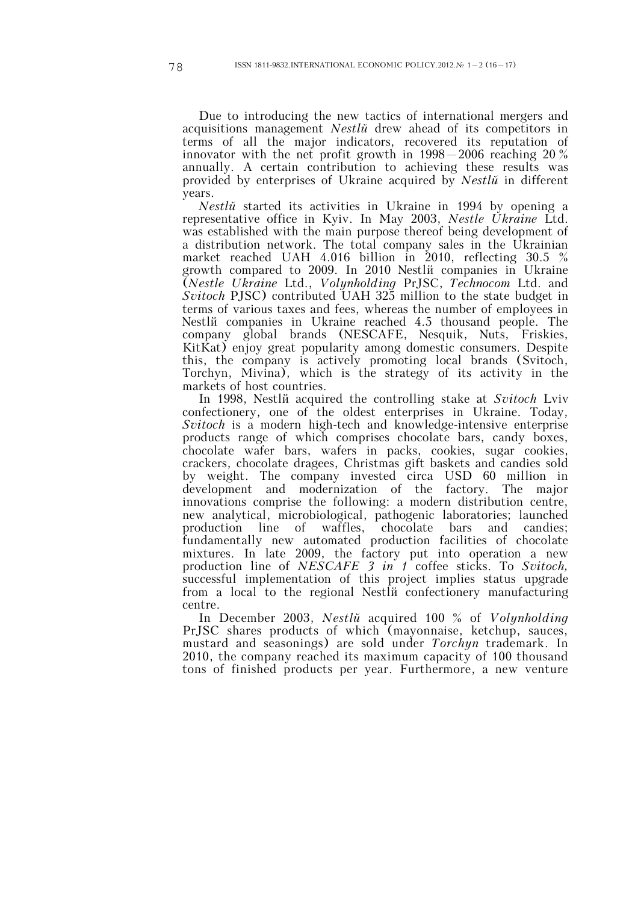Due to introducing the new tactics of international mergers and acquisitions management *Nestlй* drew ahead of its competitors in terms of all the major indicators, recovered its reputation of innovator with the net profit growth in 1998—2006 reaching 20 % annually. A certain contribution to achieving these results was provided by enterprises of Ukraine acquired by *Nestlй* in different years.

*Nestlй* started its activities in Ukraine in 1994 by opening a representative office in Kyiv. In May 2003, *Nestle Ukraine* Ltd. was established with the main purpose thereof being development of a distribution network. The total company sales in the Ukrainian market reached UAH 4.016 billion in 2010, reflecting 30.5 % growth compared to 2009. In 2010 Nestlй companies in Ukraine (*Nestle Ukraine* Ltd., *Volynholding* PrJSC, *Technocom* Ltd. and *Svitoch* PJSC) contributed UAH 325 million to the state budget in terms of various taxes and fees, whereas the number of employees in Nestlй companies in Ukraine reached 4.5 thousand people. The company global brands (NESCAFE, Nesquik, Nuts, Friskies, KitKat) enjoy great popularity among domestic consumers. Despite this, the company is actively promoting local brands (Svitoch, Torchyn, Mivina), which is the strategy of its activity in the markets of host countries.

In 1998, Nestlй acquired the controlling stake at *Svitoch* Lviv confectionery, one of the oldest enterprises in Ukraine. Today, *Svitoch* is a modern high-tech and knowledge-intensive enterprise products range of which comprises chocolate bars, candy boxes, chocolate wafer bars, wafers in packs, cookies, sugar cookies, crackers, chocolate dragees, Christmas gift baskets and candies sold by weight. The company invested circa USD 60 million in development and modernization of the factory. The major innovations comprise the following: a modern distribution centre, new analytical, microbiological, pathogenic laboratories; launched production line of waffles, chocolate bars and candies; fundamentally new automated production facilities of chocolate mixtures. In late 2009, the factory put into operation a new production line of *NESCAFE 3 in 1* coffee sticks. To *Svitoch,* successful implementation of this project implies status upgrade from a local to the regional Nestlй confectionery manufacturing centre.

In December 2003, *Nestlй* acquired 100 % of *Volynholding* PrJSC shares products of which (mayonnaise, ketchup, sauces, mustard and seasonings) are sold under *Torchyn* trademark. In 2010, the company reached its maximum capacity of 100 thousand tons of finished products per year. Furthermore, a new venture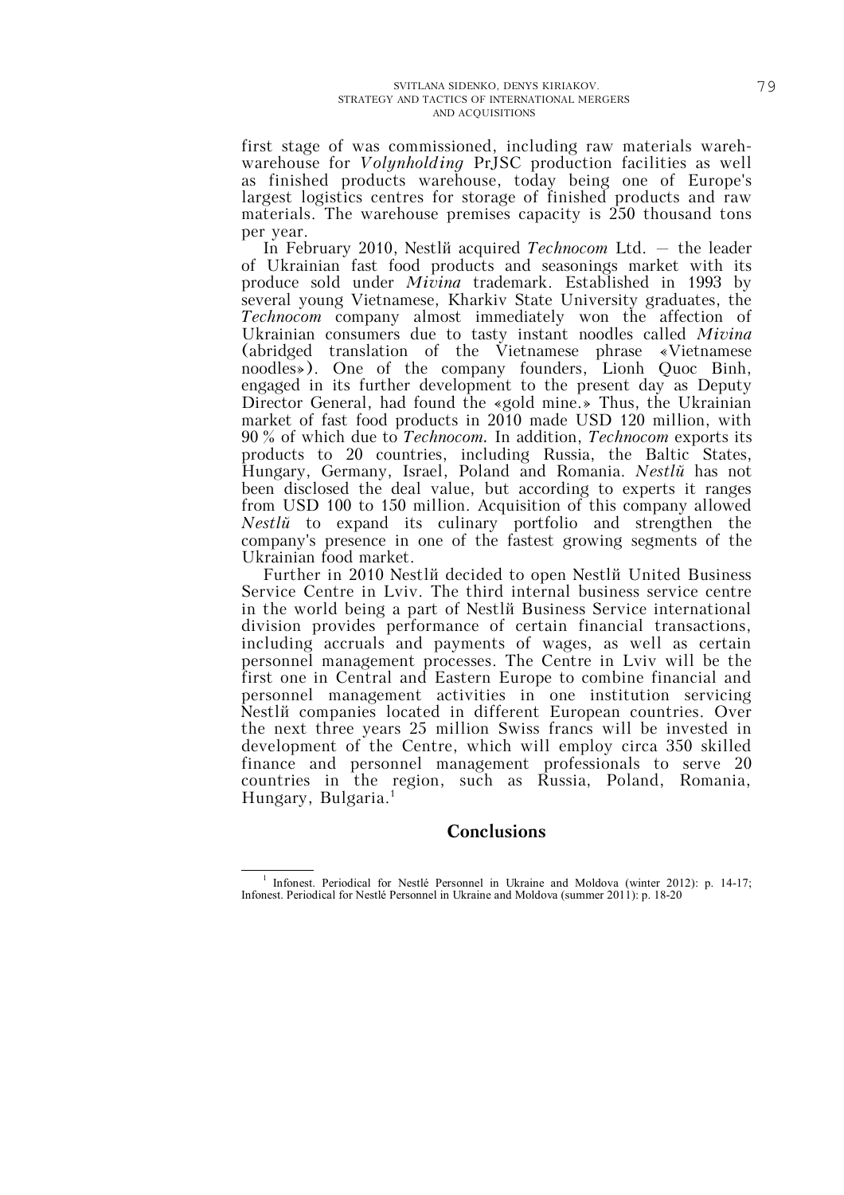first stage of was commissioned, including raw materials wareh-warehouse for *Volynholding* PrJSC production facilities as well as finished products warehouse, today being one of Europe's largest logistics centres for storage of finished products and raw materials. The warehouse premises capacity is 250 thousand tons per year.

In February 2010, Nestlй acquired *Technocom* Ltd. — the leader of Ukrainian fast food products and seasonings market with its produce sold under *Mivina* trademark. Established in 1993 by several young Vietnamese, Kharkiv State University graduates, the *Technocom* company almost immediately won the affection of Ukrainian consumers due to tasty instant noodles called *Mivina* (abridged translation of the Vietnamese phrase «Vietnamese noodles»). One of the company founders, Lionh Quoc Binh, engaged in its further development to the present day as Deputy Director General, had found the «gold mine.» Thus, the Ukrainian market of fast food products in 2010 made USD 120 million, with 90 % of which due to *Technocom*. In addition, *Technocom* exports its products to 20 countries, including Russia, the Baltic States, Hungary, Germany, Israel, Poland and Romania. *Nestlй* has not been disclosed the deal value, but according to experts it ranges from USD 100 to 150 million. Acquisition of this company allowed *Nestlй* to expand its culinary portfolio and strengthen the company's presence in one of the fastest growing segments of the Ukrainian food market.

Further in 2010 Nestlй decided to open Nestlй United Business Service Centre in Lviv. The third internal business service centre in the world being a part of Nestlй Business Service international division provides performance of certain financial transactions, including accruals and payments of wages, as well as certain personnel management processes. The Centre in Lviv will be the first one in Central and Eastern Europe to combine financial and personnel management activities in one institution servicing Nestlй companies located in different European countries. Over the next three years 25 million Swiss francs will be invested in development of the Centre, which will employ circa 350 skilled finance and personnel management professionals to serve 20 countries in the region, such as Russia, Poland, Romania, Hungary, Bulgaria.[1]

## Conclusions

[1] Infonest. Periodical for Nestlé Personnel in Ukraine and Moldova (winter 2012): p. 14-17; Infonest. Periodical for Nestlé Personnel in Ukraine and Moldova (summer 2011): p. 18-20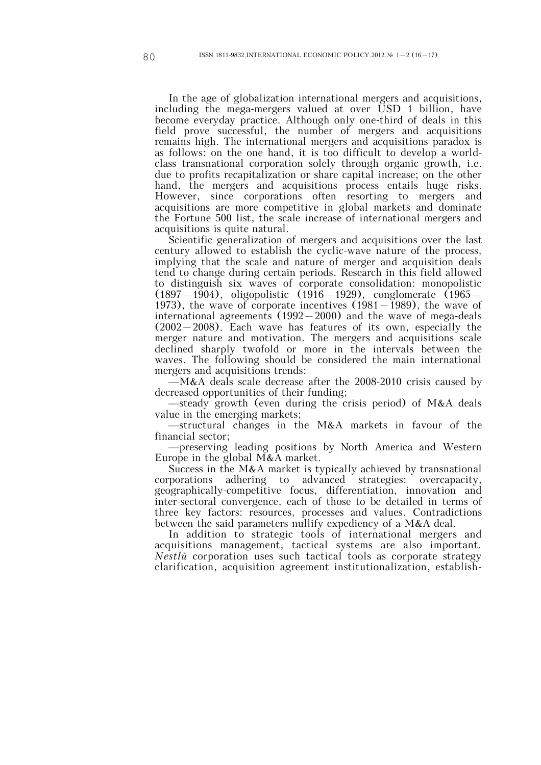In the age of globalization international mergers and acquisitions, including the mega-mergers valued at over USD 1 billion, have become everyday practice. Although only one-third of deals in this field prove successful, the number of mergers and acquisitions remains high. The international mergers and acquisitions paradox is as follows: on the one hand, it is too difficult to develop a world-class transnational corporation solely through organic growth, i.e. due to profits recapitalization or share capital increase; on the other hand, the mergers and acquisitions process entails huge risks. However, since corporations often resorting to mergers and acquisitions are more competitive in global markets and dominate the Fortune 500 list, the scale increase of international mergers and acquisitions is quite natural.

Scientific generalization of mergers and acquisitions over the last century allowed to establish the cyclic-wave nature of the process, implying that the scale and nature of merger and acquisition deals tend to change during certain periods. Research in this field allowed to distinguish six waves of corporate consolidation: monopolistic (1897—1904), oligopolistic (1916—1929), conglomerate (1965—1973), the wave of corporate incentives (1981—1989), the wave of international agreements (1992—2000) and the wave of mega-deals (2002—2008). Each wave has features of its own, especially the merger nature and motivation. The mergers and acquisitions scale declined sharply twofold or more in the intervals between the waves. The following should be considered the main international mergers and acquisitions trends:

—M&A deals scale decrease after the 2008-2010 crisis caused by decreased opportunities of their funding;

—steady growth (even during the crisis period) of M&A deals value in the emerging markets;

—structural changes in the M&A markets in favour of the financial sector;

—preserving leading positions by North America and Western Europe in the global M&A market.

Success in the M&A market is typically achieved by transnational corporations adhering to advanced strategies: overcapacity, geographically-competitive focus, differentiation, innovation and inter-sectoral convergence, each of those to be detailed in terms of three key factors: resources, processes and values. Contradictions between the said parameters nullify expediency of a M&A deal.

In addition to strategic tools of international mergers and acquisitions management, tactical systems are also important. *Nestlй* corporation uses such tactical tools as corporate strategy clarification, acquisition agreement institutionalization, establish-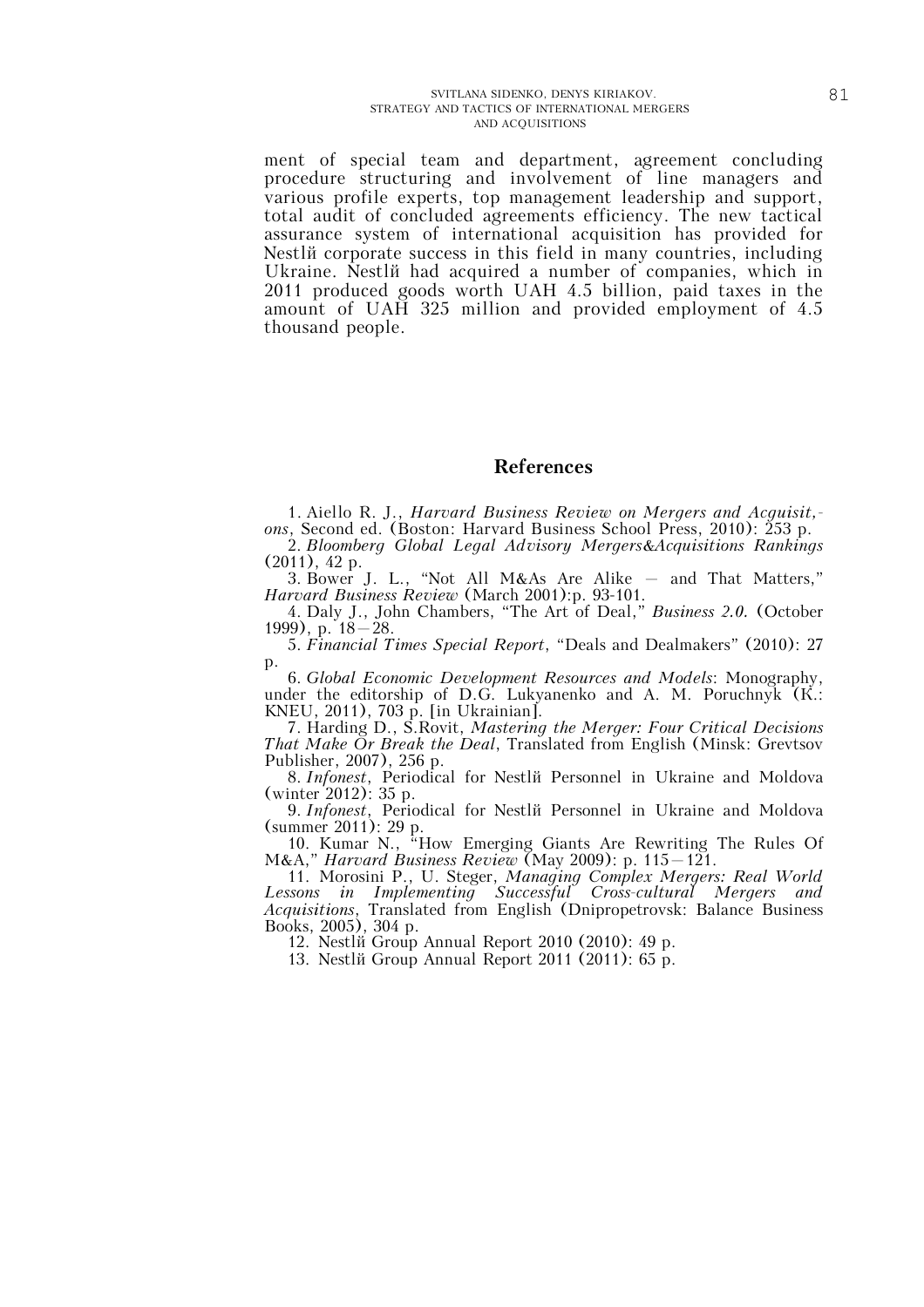ment of special team and department, agreement concluding procedure structuring and involvement of line managers and various profile experts, top management leadership and support, total audit of concluded agreements efficiency. The new tactical assurance system of international acquisition has provided for Nestlй corporate success in this field in many countries, including Ukraine. Nestlй had acquired a number of companies, which in 2011 produced goods worth UAH 4.5 billion, paid taxes in the amount of UAH 325 million and provided employment of 4.5 thousand people.

## References

1. Aiello R. J., *Harvard Business Review on Mergers and Acquisit,-ons*, Second ed. (Boston: Harvard Business School Press, 2010): 253 p.
2. *Bloomberg Global Legal Advisory Mergers&Acquisitions Rankings* (2011), 42 p.
3. Bower J. L., "Not All M&As Are Alike — and That Matters," *Harvard Business Review* (March 2001):p. 93-101.
4. Daly J., John Chambers, "The Art of Deal," *Business 2.0.* (October 1999), p. 18—28.
5. *Financial Times Special Report*, "Deals and Dealmakers" (2010): 27 p.
6. *Global Economic Development Resources and Models*: Monography, under the editorship of D.G. Lukyanenko and A. M. Poruchnyk (K.: KNEU, 2011), 703 p. [in Ukrainian].
7. Harding D., S.Rovit, *Mastering the Merger: Four Critical Decisions That Make Or Break the Deal*, Translated from English (Minsk: Grevtsov Publisher, 2007), 256 p.
8. *Infonest*, Periodical for Nestlй Personnel in Ukraine and Moldova (winter 2012): 35 p.
9. *Infonest*, Periodical for Nestlй Personnel in Ukraine and Moldova (summer 2011): 29 p.
10. Kumar N., "How Emerging Giants Are Rewriting The Rules Of M&A," *Harvard Business Review* (May 2009): p. 115—121.
11. Morosini P., U. Steger, *Managing Complex Mergers: Real World Lessons in Implementing Successful Cross-cultural Mergers and Acquisitions*, Translated from English (Dnipropetrovsk: Balance Business Books, 2005), 304 p.
12. Nestlй Group Annual Report 2010 (2010): 49 p.
13. Nestlй Group Annual Report 2011 (2011): 65 p.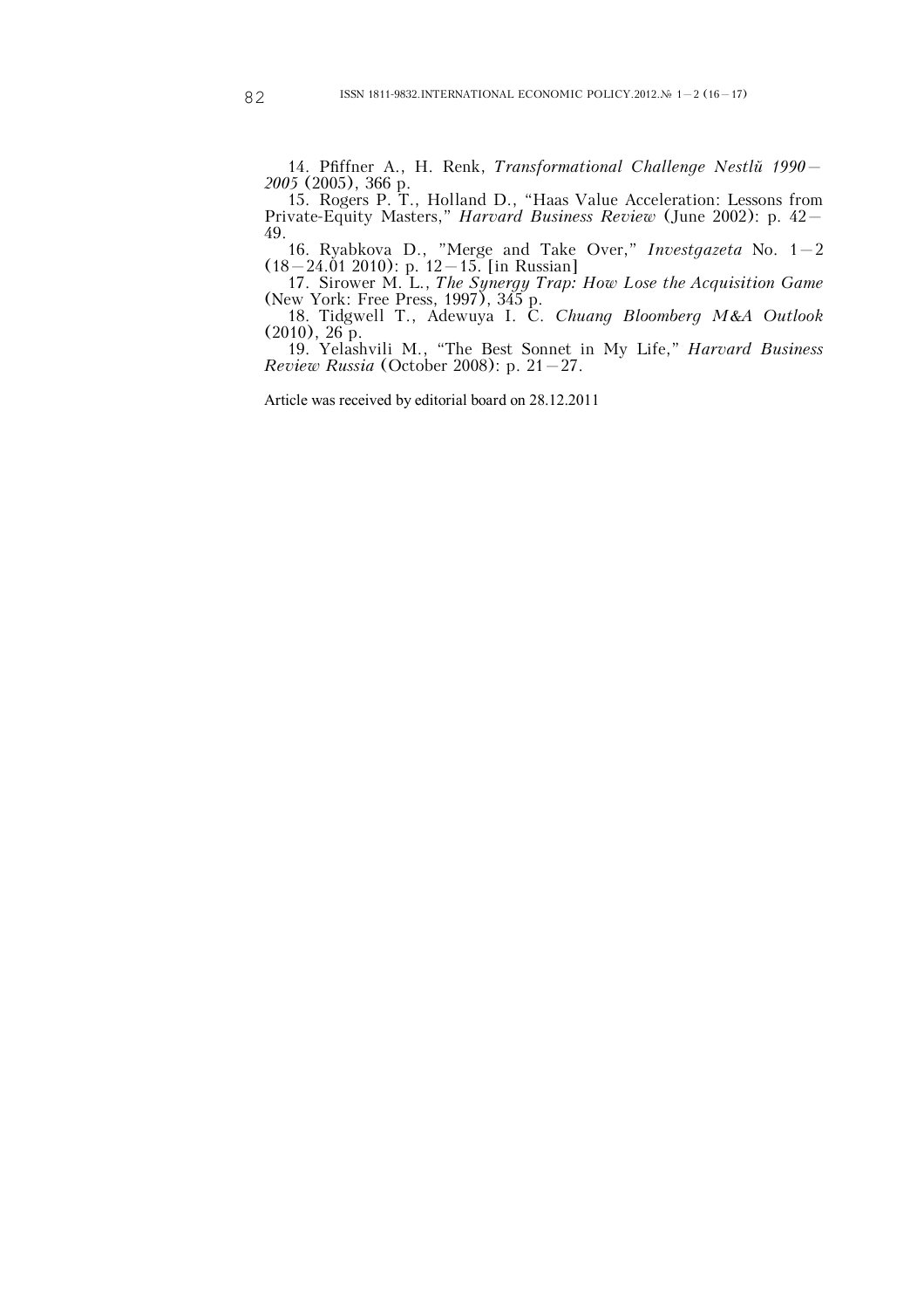14. Pfiffner A., H. Renk, *Transformational Challenge Nestlй 1990–2005* (2005), 366 p.

15. Rogers P. T., Holland D., "Haas Value Acceleration: Lessons from Private-Equity Masters," *Harvard Business Review* (June 2002): p. 42–49.

16. Ryabkova D., "Merge and Take Over," *Investgazeta* No. 1–2 (18–24.01 2010): p. 12–15. [in Russian]

17. Sirower M. L., *The Synergy Trap: How Lose the Acquisition Game* (New York: Free Press, 1997), 345 p.

18. Tidgwell T., Adewuya I. C. *Chuang Bloomberg M&A Outlook* (2010), 26 p.

19. Yelashvili M., "The Best Sonnet in My Life," *Harvard Business Review Russia* (October 2008): p. 21–27.

Article was received by editorial board on 28.12.2011